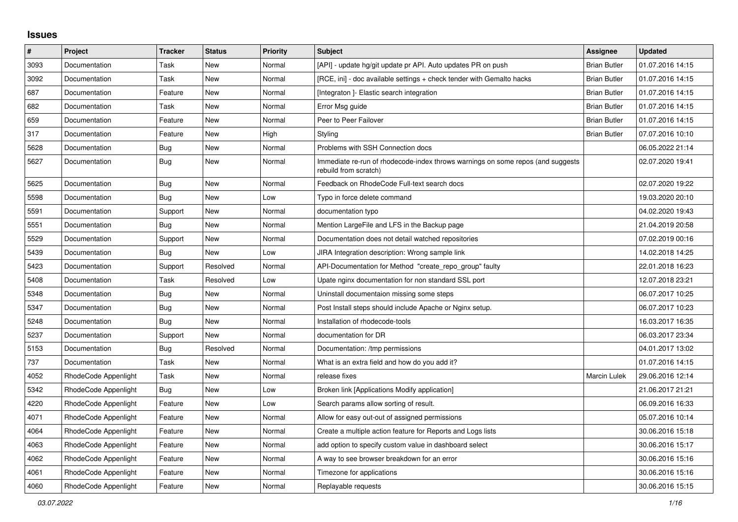# Issues

| # | Project | Tracker | Status | Priority | Subject | Assignee | Updated |
|---|---|---|---|---|---|---|---|
| 3093 | Documentation | Task | New | Normal | [API] - update hg/git update pr API. Auto updates PR on push | Brian Butler | 01.07.2016 14:15 |
| 3092 | Documentation | Task | New | Normal | [RCE, ini] - doc available settings + check tender with Gemalto hacks | Brian Butler | 01.07.2016 14:15 |
| 687 | Documentation | Feature | New | Normal | [Integraton ]- Elastic search integration | Brian Butler | 01.07.2016 14:15 |
| 682 | Documentation | Task | New | Normal | Error Msg guide | Brian Butler | 01.07.2016 14:15 |
| 659 | Documentation | Feature | New | Normal | Peer to Peer Failover | Brian Butler | 01.07.2016 14:15 |
| 317 | Documentation | Feature | New | High | Styling | Brian Butler | 07.07.2016 10:10 |
| 5628 | Documentation | Bug | New | Normal | Problems with SSH Connection docs | | 06.05.2022 21:14 |
| 5627 | Documentation | Bug | New | Normal | Immediate re-run of rhodecode-index throws warnings on some repos (and suggests rebuild from scratch) | | 02.07.2020 19:41 |
| 5625 | Documentation | Bug | New | Normal | Feedback on RhodeCode Full-text search docs | | 02.07.2020 19:22 |
| 5598 | Documentation | Bug | New | Low | Typo in force delete command | | 19.03.2020 20:10 |
| 5591 | Documentation | Support | New | Normal | documentation typo | | 04.02.2020 19:43 |
| 5551 | Documentation | Bug | New | Normal | Mention LargeFile and LFS in the Backup page | | 21.04.2019 20:58 |
| 5529 | Documentation | Support | New | Normal | Documentation does not detail watched repositories | | 07.02.2019 00:16 |
| 5439 | Documentation | Bug | New | Low | JIRA Integration description: Wrong sample link | | 14.02.2018 14:25 |
| 5423 | Documentation | Support | Resolved | Normal | API-Documentation for Method "create_repo_group" faulty | | 22.01.2018 16:23 |
| 5408 | Documentation | Task | Resolved | Low | Upate nginx documentation for non standard SSL port | | 12.07.2018 23:21 |
| 5348 | Documentation | Bug | New | Normal | Uninstall documentaion missing some steps | | 06.07.2017 10:25 |
| 5347 | Documentation | Bug | New | Normal | Post Install steps should include Apache or Nginx setup. | | 06.07.2017 10:23 |
| 5248 | Documentation | Bug | New | Normal | Installation of rhodecode-tools | | 16.03.2017 16:35 |
| 5237 | Documentation | Support | New | Normal | documentation for DR | | 06.03.2017 23:34 |
| 5153 | Documentation | Bug | Resolved | Normal | Documentation: /tmp permissions | | 04.01.2017 13:02 |
| 737 | Documentation | Task | New | Normal | What is an extra field and how do you add it? | | 01.07.2016 14:15 |
| 4052 | RhodeCode Appenlight | Task | New | Normal | release fixes | Marcin Lulek | 29.06.2016 12:14 |
| 5342 | RhodeCode Appenlight | Bug | New | Low | Broken link [Applications Modify application] | | 21.06.2017 21:21 |
| 4220 | RhodeCode Appenlight | Feature | New | Low | Search params allow sorting of result. | | 06.09.2016 16:33 |
| 4071 | RhodeCode Appenlight | Feature | New | Normal | Allow for easy out-out of assigned permissions | | 05.07.2016 10:14 |
| 4064 | RhodeCode Appenlight | Feature | New | Normal | Create a multiple action feature for Reports and Logs lists | | 30.06.2016 15:18 |
| 4063 | RhodeCode Appenlight | Feature | New | Normal | add option to specify custom value in dashboard select | | 30.06.2016 15:17 |
| 4062 | RhodeCode Appenlight | Feature | New | Normal | A way to see browser breakdown for an error | | 30.06.2016 15:16 |
| 4061 | RhodeCode Appenlight | Feature | New | Normal | Timezone for applications | | 30.06.2016 15:16 |
| 4060 | RhodeCode Appenlight | Feature | New | Normal | Replayable requests | | 30.06.2016 15:15 |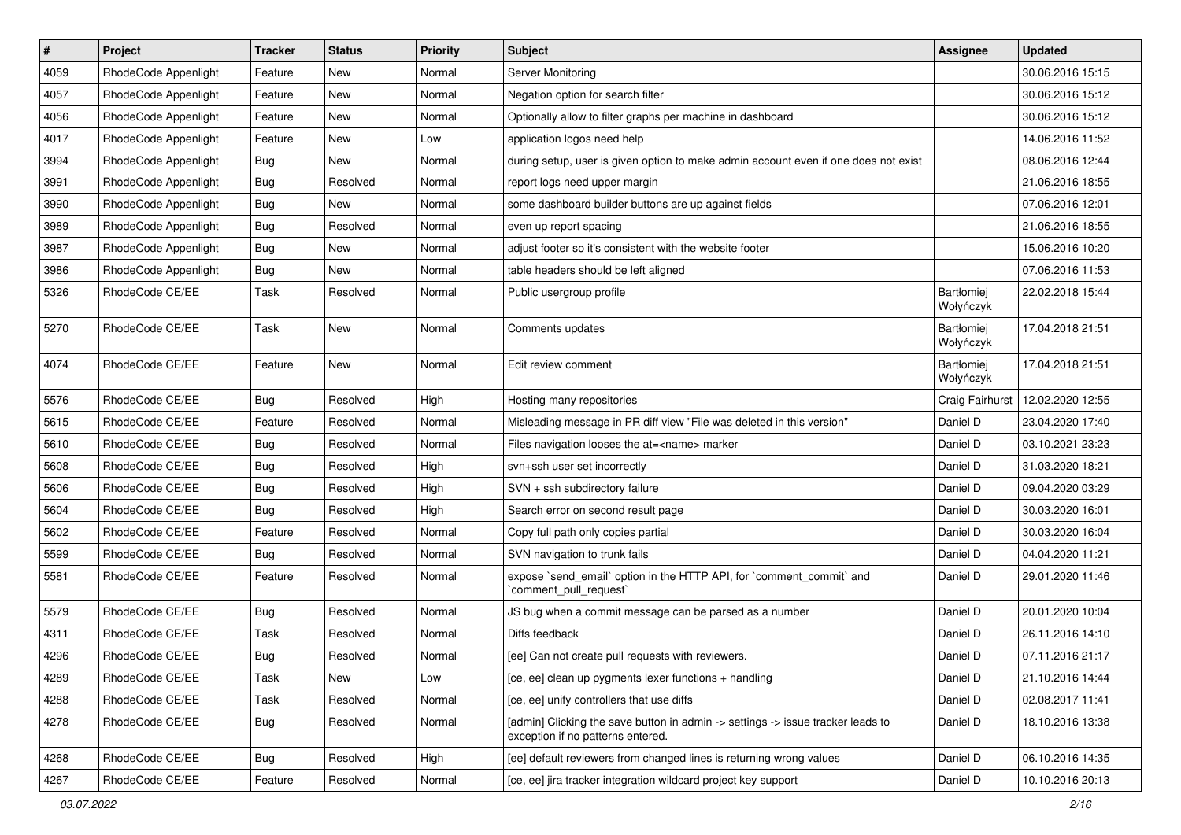| # | Project | Tracker | Status | Priority | Subject | Assignee | Updated |
| --- | --- | --- | --- | --- | --- | --- | --- |
| 4059 | RhodeCode Appenlight | Feature | New | Normal | Server Monitoring | | 30.06.2016 15:15 |
| 4057 | RhodeCode Appenlight | Feature | New | Normal | Negation option for search filter | | 30.06.2016 15:12 |
| 4056 | RhodeCode Appenlight | Feature | New | Normal | Optionally allow to filter graphs per machine in dashboard | | 30.06.2016 15:12 |
| 4017 | RhodeCode Appenlight | Feature | New | Low | application logos need help | | 14.06.2016 11:52 |
| 3994 | RhodeCode Appenlight | Bug | New | Normal | during setup, user is given option to make admin account even if one does not exist | | 08.06.2016 12:44 |
| 3991 | RhodeCode Appenlight | Bug | Resolved | Normal | report logs need upper margin | | 21.06.2016 18:55 |
| 3990 | RhodeCode Appenlight | Bug | New | Normal | some dashboard builder buttons are up against fields | | 07.06.2016 12:01 |
| 3989 | RhodeCode Appenlight | Bug | Resolved | Normal | even up report spacing | | 21.06.2016 18:55 |
| 3987 | RhodeCode Appenlight | Bug | New | Normal | adjust footer so it's consistent with the website footer | | 15.06.2016 10:20 |
| 3986 | RhodeCode Appenlight | Bug | New | Normal | table headers should be left aligned | | 07.06.2016 11:53 |
| 5326 | RhodeCode CE/EE | Task | Resolved | Normal | Public usergroup profile | Bartłomiej Wołyńczyk | 22.02.2018 15:44 |
| 5270 | RhodeCode CE/EE | Task | New | Normal | Comments updates | Bartłomiej Wołyńczyk | 17.04.2018 21:51 |
| 4074 | RhodeCode CE/EE | Feature | New | Normal | Edit review comment | Bartłomiej Wołyńczyk | 17.04.2018 21:51 |
| 5576 | RhodeCode CE/EE | Bug | Resolved | High | Hosting many repositories | Craig Fairhurst | 12.02.2020 12:55 |
| 5615 | RhodeCode CE/EE | Feature | Resolved | Normal | Misleading message in PR diff view "File was deleted in this version" | Daniel D | 23.04.2020 17:40 |
| 5610 | RhodeCode CE/EE | Bug | Resolved | Normal | Files navigation looses the at=<name> marker | Daniel D | 03.10.2021 23:23 |
| 5608 | RhodeCode CE/EE | Bug | Resolved | High | svn+ssh user set incorrectly | Daniel D | 31.03.2020 18:21 |
| 5606 | RhodeCode CE/EE | Bug | Resolved | High | SVN + ssh subdirectory failure | Daniel D | 09.04.2020 03:29 |
| 5604 | RhodeCode CE/EE | Bug | Resolved | High | Search error on second result page | Daniel D | 30.03.2020 16:01 |
| 5602 | RhodeCode CE/EE | Feature | Resolved | Normal | Copy full path only copies partial | Daniel D | 30.03.2020 16:04 |
| 5599 | RhodeCode CE/EE | Bug | Resolved | Normal | SVN navigation to trunk fails | Daniel D | 04.04.2020 11:21 |
| 5581 | RhodeCode CE/EE | Feature | Resolved | Normal | expose `send_email` option in the HTTP API, for `comment_commit` and `comment_pull_request` | Daniel D | 29.01.2020 11:46 |
| 5579 | RhodeCode CE/EE | Bug | Resolved | Normal | JS bug when a commit message can be parsed as a number | Daniel D | 20.01.2020 10:04 |
| 4311 | RhodeCode CE/EE | Task | Resolved | Normal | Diffs feedback | Daniel D | 26.11.2016 14:10 |
| 4296 | RhodeCode CE/EE | Bug | Resolved | Normal | [ee] Can not create pull requests with reviewers. | Daniel D | 07.11.2016 21:17 |
| 4289 | RhodeCode CE/EE | Task | New | Low | [ce, ee] clean up pygments lexer functions + handling | Daniel D | 21.10.2016 14:44 |
| 4288 | RhodeCode CE/EE | Task | Resolved | Normal | [ce, ee] unify controllers that use diffs | Daniel D | 02.08.2017 11:41 |
| 4278 | RhodeCode CE/EE | Bug | Resolved | Normal | [admin] Clicking the save button in admin -> settings -> issue tracker leads to exception if no patterns entered. | Daniel D | 18.10.2016 13:38 |
| 4268 | RhodeCode CE/EE | Bug | Resolved | High | [ee] default reviewers from changed lines is returning wrong values | Daniel D | 06.10.2016 14:35 |
| 4267 | RhodeCode CE/EE | Feature | Resolved | Normal | [ce, ee] jira tracker integration wildcard project key support | Daniel D | 10.10.2016 20:13 |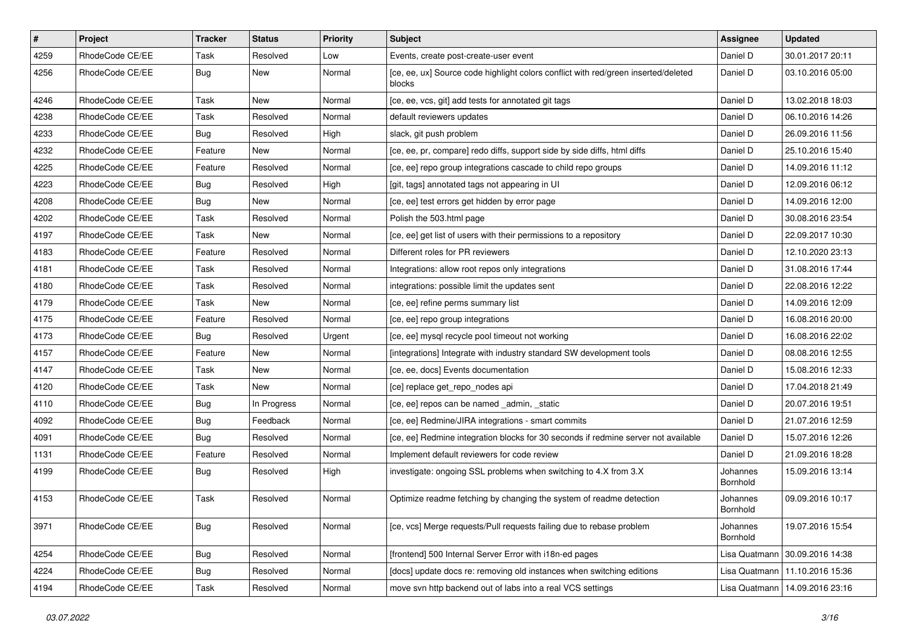| # | Project | Tracker | Status | Priority | Subject | Assignee | Updated |
|---|---|---|---|---|---|---|---|
| 4259 | RhodeCode CE/EE | Task | Resolved | Low | Events, create post-create-user event | Daniel D | 30.01.2017 20:11 |
| 4256 | RhodeCode CE/EE | Bug | New | Normal | [ce, ee, ux] Source code highlight colors conflict with red/green inserted/deleted blocks | Daniel D | 03.10.2016 05:00 |
| 4246 | RhodeCode CE/EE | Task | New | Normal | [ce, ee, vcs, git] add tests for annotated git tags | Daniel D | 13.02.2018 18:03 |
| 4238 | RhodeCode CE/EE | Task | Resolved | Normal | default reviewers updates | Daniel D | 06.10.2016 14:26 |
| 4233 | RhodeCode CE/EE | Bug | Resolved | High | slack, git push problem | Daniel D | 26.09.2016 11:56 |
| 4232 | RhodeCode CE/EE | Feature | New | Normal | [ce, ee, pr, compare] redo diffs, support side by side diffs, html diffs | Daniel D | 25.10.2016 15:40 |
| 4225 | RhodeCode CE/EE | Feature | Resolved | Normal | [ce, ee] repo group integrations cascade to child repo groups | Daniel D | 14.09.2016 11:12 |
| 4223 | RhodeCode CE/EE | Bug | Resolved | High | [git, tags] annotated tags not appearing in UI | Daniel D | 12.09.2016 06:12 |
| 4208 | RhodeCode CE/EE | Bug | New | Normal | [ce, ee] test errors get hidden by error page | Daniel D | 14.09.2016 12:00 |
| 4202 | RhodeCode CE/EE | Task | Resolved | Normal | Polish the 503.html page | Daniel D | 30.08.2016 23:54 |
| 4197 | RhodeCode CE/EE | Task | New | Normal | [ce, ee] get list of users with their permissions to a repository | Daniel D | 22.09.2017 10:30 |
| 4183 | RhodeCode CE/EE | Feature | Resolved | Normal | Different roles for PR reviewers | Daniel D | 12.10.2020 23:13 |
| 4181 | RhodeCode CE/EE | Task | Resolved | Normal | Integrations: allow root repos only integrations | Daniel D | 31.08.2016 17:44 |
| 4180 | RhodeCode CE/EE | Task | Resolved | Normal | integrations: possible limit the updates sent | Daniel D | 22.08.2016 12:22 |
| 4179 | RhodeCode CE/EE | Task | New | Normal | [ce, ee] refine perms summary list | Daniel D | 14.09.2016 12:09 |
| 4175 | RhodeCode CE/EE | Feature | Resolved | Normal | [ce, ee] repo group integrations | Daniel D | 16.08.2016 20:00 |
| 4173 | RhodeCode CE/EE | Bug | Resolved | Urgent | [ce, ee] mysql recycle pool timeout not working | Daniel D | 16.08.2016 22:02 |
| 4157 | RhodeCode CE/EE | Feature | New | Normal | [integrations] Integrate with industry standard SW development tools | Daniel D | 08.08.2016 12:55 |
| 4147 | RhodeCode CE/EE | Task | New | Normal | [ce, ee, docs] Events documentation | Daniel D | 15.08.2016 12:33 |
| 4120 | RhodeCode CE/EE | Task | New | Normal | [ce] replace get_repo_nodes api | Daniel D | 17.04.2018 21:49 |
| 4110 | RhodeCode CE/EE | Bug | In Progress | Normal | [ce, ee] repos can be named _admin, _static | Daniel D | 20.07.2016 19:51 |
| 4092 | RhodeCode CE/EE | Bug | Feedback | Normal | [ce, ee] Redmine/JIRA integrations - smart commits | Daniel D | 21.07.2016 12:59 |
| 4091 | RhodeCode CE/EE | Bug | Resolved | Normal | [ce, ee] Redmine integration blocks for 30 seconds if redmine server not available | Daniel D | 15.07.2016 12:26 |
| 1131 | RhodeCode CE/EE | Feature | Resolved | Normal | Implement default reviewers for code review | Daniel D | 21.09.2016 18:28 |
| 4199 | RhodeCode CE/EE | Bug | Resolved | High | investigate: ongoing SSL problems when switching to 4.X from 3.X | Johannes Bornhold | 15.09.2016 13:14 |
| 4153 | RhodeCode CE/EE | Task | Resolved | Normal | Optimize readme fetching by changing the system of readme detection | Johannes Bornhold | 09.09.2016 10:17 |
| 3971 | RhodeCode CE/EE | Bug | Resolved | Normal | [ce, vcs] Merge requests/Pull requests failing due to rebase problem | Johannes Bornhold | 19.07.2016 15:54 |
| 4254 | RhodeCode CE/EE | Bug | Resolved | Normal | [frontend] 500 Internal Server Error with i18n-ed pages | Lisa Quatmann | 30.09.2016 14:38 |
| 4224 | RhodeCode CE/EE | Bug | Resolved | Normal | [docs] update docs re: removing old instances when switching editions | Lisa Quatmann | 11.10.2016 15:36 |
| 4194 | RhodeCode CE/EE | Task | Resolved | Normal | move svn http backend out of labs into a real VCS settings | Lisa Quatmann | 14.09.2016 23:16 |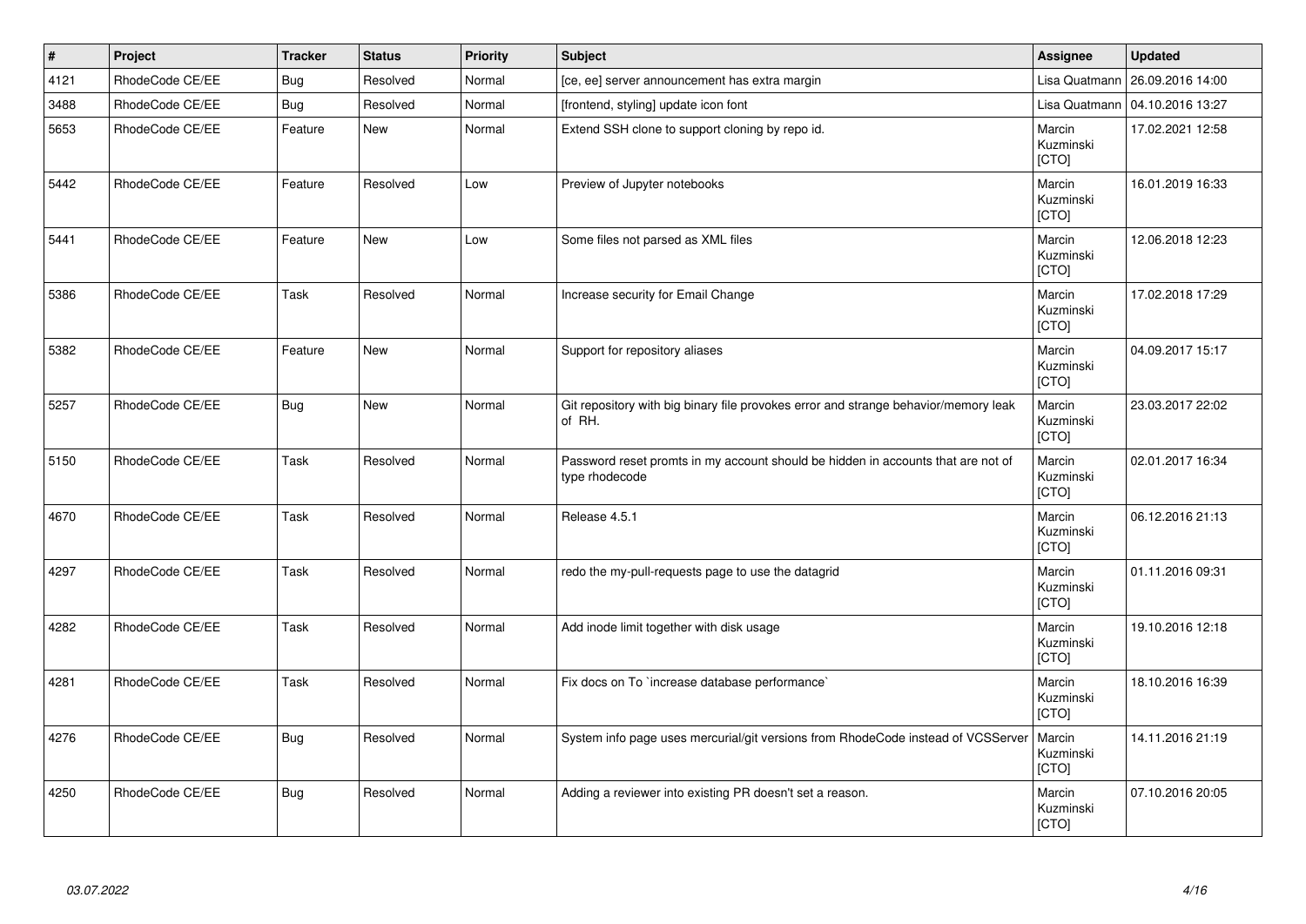| # | Project | Tracker | Status | Priority | Subject | Assignee | Updated |
|---|---|---|---|---|---|---|---|
| 4121 | RhodeCode CE/EE | Bug | Resolved | Normal | [ce, ee] server announcement has extra margin | Lisa Quatmann | 26.09.2016 14:00 |
| 3488 | RhodeCode CE/EE | Bug | Resolved | Normal | [frontend, styling] update icon font | Lisa Quatmann | 04.10.2016 13:27 |
| 5653 | RhodeCode CE/EE | Feature | New | Normal | Extend SSH clone to support cloning by repo id. | Marcin Kuzminski [CTO] | 17.02.2021 12:58 |
| 5442 | RhodeCode CE/EE | Feature | Resolved | Low | Preview of Jupyter notebooks | Marcin Kuzminski [CTO] | 16.01.2019 16:33 |
| 5441 | RhodeCode CE/EE | Feature | New | Low | Some files not parsed as XML files | Marcin Kuzminski [CTO] | 12.06.2018 12:23 |
| 5386 | RhodeCode CE/EE | Task | Resolved | Normal | Increase security for Email Change | Marcin Kuzminski [CTO] | 17.02.2018 17:29 |
| 5382 | RhodeCode CE/EE | Feature | New | Normal | Support for repository aliases | Marcin Kuzminski [CTO] | 04.09.2017 15:17 |
| 5257 | RhodeCode CE/EE | Bug | New | Normal | Git repository with big binary file provokes error and strange behavior/memory leak of RH. | Marcin Kuzminski [CTO] | 23.03.2017 22:02 |
| 5150 | RhodeCode CE/EE | Task | Resolved | Normal | Password reset promts in my account should be hidden in accounts that are not of type rhodecode | Marcin Kuzminski [CTO] | 02.01.2017 16:34 |
| 4670 | RhodeCode CE/EE | Task | Resolved | Normal | Release 4.5.1 | Marcin Kuzminski [CTO] | 06.12.2016 21:13 |
| 4297 | RhodeCode CE/EE | Task | Resolved | Normal | redo the my-pull-requests page to use the datagrid | Marcin Kuzminski [CTO] | 01.11.2016 09:31 |
| 4282 | RhodeCode CE/EE | Task | Resolved | Normal | Add inode limit together with disk usage | Marcin Kuzminski [CTO] | 19.10.2016 12:18 |
| 4281 | RhodeCode CE/EE | Task | Resolved | Normal | Fix docs on To `increase database performance` | Marcin Kuzminski [CTO] | 18.10.2016 16:39 |
| 4276 | RhodeCode CE/EE | Bug | Resolved | Normal | System info page uses mercurial/git versions from RhodeCode instead of VCSServer | Marcin Kuzminski [CTO] | 14.11.2016 21:19 |
| 4250 | RhodeCode CE/EE | Bug | Resolved | Normal | Adding a reviewer into existing PR doesn't set a reason. | Marcin Kuzminski [CTO] | 07.10.2016 20:05 |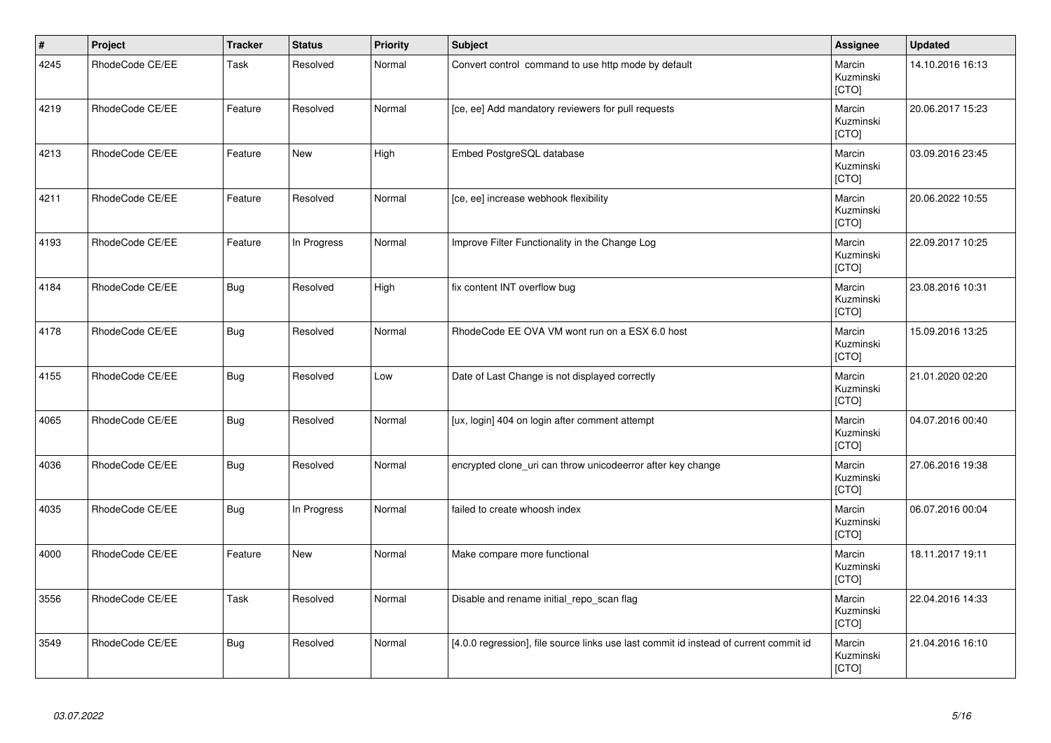| # | Project | Tracker | Status | Priority | Subject | Assignee | Updated |
| --- | --- | --- | --- | --- | --- | --- | --- |
| 4245 | RhodeCode CE/EE | Task | Resolved | Normal | Convert control  command to use http mode by default | Marcin Kuzminski [CTO] | 14.10.2016 16:13 |
| 4219 | RhodeCode CE/EE | Feature | Resolved | Normal | [ce, ee] Add mandatory reviewers for pull requests | Marcin Kuzminski [CTO] | 20.06.2017 15:23 |
| 4213 | RhodeCode CE/EE | Feature | New | High | Embed PostgreSQL database | Marcin Kuzminski [CTO] | 03.09.2016 23:45 |
| 4211 | RhodeCode CE/EE | Feature | Resolved | Normal | [ce, ee] increase webhook flexibility | Marcin Kuzminski [CTO] | 20.06.2022 10:55 |
| 4193 | RhodeCode CE/EE | Feature | In Progress | Normal | Improve Filter Functionality in the Change Log | Marcin Kuzminski [CTO] | 22.09.2017 10:25 |
| 4184 | RhodeCode CE/EE | Bug | Resolved | High | fix content INT overflow bug | Marcin Kuzminski [CTO] | 23.08.2016 10:31 |
| 4178 | RhodeCode CE/EE | Bug | Resolved | Normal | RhodeCode EE OVA VM wont run on a ESX 6.0 host | Marcin Kuzminski [CTO] | 15.09.2016 13:25 |
| 4155 | RhodeCode CE/EE | Bug | Resolved | Low | Date of Last Change is not displayed correctly | Marcin Kuzminski [CTO] | 21.01.2020 02:20 |
| 4065 | RhodeCode CE/EE | Bug | Resolved | Normal | [ux, login] 404 on login after comment attempt | Marcin Kuzminski [CTO] | 04.07.2016 00:40 |
| 4036 | RhodeCode CE/EE | Bug | Resolved | Normal | encrypted clone_uri can throw unicodeerror after key change | Marcin Kuzminski [CTO] | 27.06.2016 19:38 |
| 4035 | RhodeCode CE/EE | Bug | In Progress | Normal | failed to create whoosh index | Marcin Kuzminski [CTO] | 06.07.2016 00:04 |
| 4000 | RhodeCode CE/EE | Feature | New | Normal | Make compare more functional | Marcin Kuzminski [CTO] | 18.11.2017 19:11 |
| 3556 | RhodeCode CE/EE | Task | Resolved | Normal | Disable and rename initial_repo_scan flag | Marcin Kuzminski [CTO] | 22.04.2016 14:33 |
| 3549 | RhodeCode CE/EE | Bug | Resolved | Normal | [4.0.0 regression], file source links use last commit id instead of current commit id | Marcin Kuzminski [CTO] | 21.04.2016 16:10 |

*03.07.2022*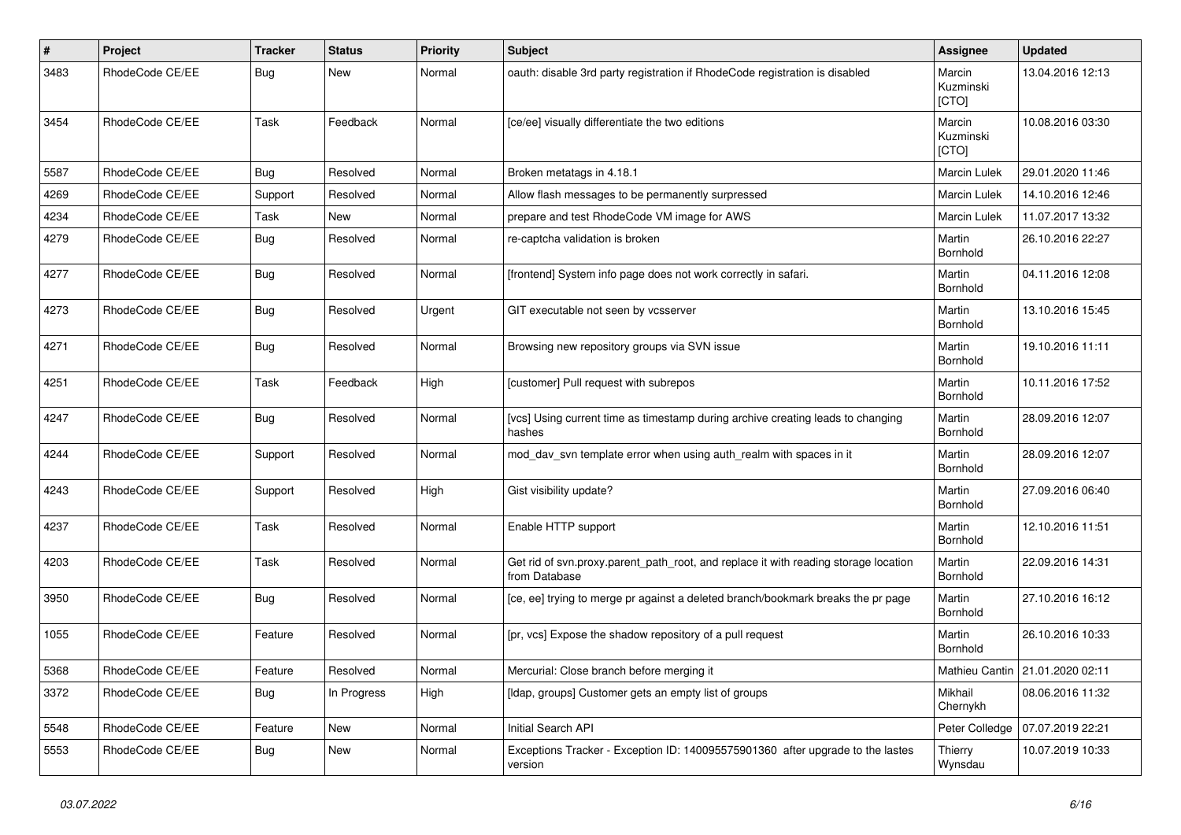| # | Project | Tracker | Status | Priority | Subject | Assignee | Updated |
|---|---|---|---|---|---|---|---|
| 3483 | RhodeCode CE/EE | Bug | New | Normal | oauth: disable 3rd party registration if RhodeCode registration is disabled | Marcin Kuzminski [CTO] | 13.04.2016 12:13 |
| 3454 | RhodeCode CE/EE | Task | Feedback | Normal | [ce/ee] visually differentiate the two editions | Marcin Kuzminski [CTO] | 10.08.2016 03:30 |
| 5587 | RhodeCode CE/EE | Bug | Resolved | Normal | Broken metatags in 4.18.1 | Marcin Lulek | 29.01.2020 11:46 |
| 4269 | RhodeCode CE/EE | Support | Resolved | Normal | Allow flash messages to be permanently surpressed | Marcin Lulek | 14.10.2016 12:46 |
| 4234 | RhodeCode CE/EE | Task | New | Normal | prepare and test RhodeCode VM image for AWS | Marcin Lulek | 11.07.2017 13:32 |
| 4279 | RhodeCode CE/EE | Bug | Resolved | Normal | re-captcha validation is broken | Martin Bornhold | 26.10.2016 22:27 |
| 4277 | RhodeCode CE/EE | Bug | Resolved | Normal | [frontend] System info page does not work correctly in safari. | Martin Bornhold | 04.11.2016 12:08 |
| 4273 | RhodeCode CE/EE | Bug | Resolved | Urgent | GIT executable not seen by vcsserver | Martin Bornhold | 13.10.2016 15:45 |
| 4271 | RhodeCode CE/EE | Bug | Resolved | Normal | Browsing new repository groups via SVN issue | Martin Bornhold | 19.10.2016 11:11 |
| 4251 | RhodeCode CE/EE | Task | Feedback | High | [customer] Pull request with subrepos | Martin Bornhold | 10.11.2016 17:52 |
| 4247 | RhodeCode CE/EE | Bug | Resolved | Normal | [vcs] Using current time as timestamp during archive creating leads to changing hashes | Martin Bornhold | 28.09.2016 12:07 |
| 4244 | RhodeCode CE/EE | Support | Resolved | Normal | mod_dav_svn template error when using auth_realm with spaces in it | Martin Bornhold | 28.09.2016 12:07 |
| 4243 | RhodeCode CE/EE | Support | Resolved | High | Gist visibility update? | Martin Bornhold | 27.09.2016 06:40 |
| 4237 | RhodeCode CE/EE | Task | Resolved | Normal | Enable HTTP support | Martin Bornhold | 12.10.2016 11:51 |
| 4203 | RhodeCode CE/EE | Task | Resolved | Normal | Get rid of svn.proxy.parent_path_root, and replace it with reading storage location from Database | Martin Bornhold | 22.09.2016 14:31 |
| 3950 | RhodeCode CE/EE | Bug | Resolved | Normal | [ce, ee] trying to merge pr against a deleted branch/bookmark breaks the pr page | Martin Bornhold | 27.10.2016 16:12 |
| 1055 | RhodeCode CE/EE | Feature | Resolved | Normal | [pr, vcs] Expose the shadow repository of a pull request | Martin Bornhold | 26.10.2016 10:33 |
| 5368 | RhodeCode CE/EE | Feature | Resolved | Normal | Mercurial: Close branch before merging it | Mathieu Cantin | 21.01.2020 02:11 |
| 3372 | RhodeCode CE/EE | Bug | In Progress | High | [ldap, groups] Customer gets an empty list of groups | Mikhail Chernykh | 08.06.2016 11:32 |
| 5548 | RhodeCode CE/EE | Feature | New | Normal | Initial Search API | Peter Colledge | 07.07.2019 22:21 |
| 5553 | RhodeCode CE/EE | Bug | New | Normal | Exceptions Tracker - Exception ID: 140095575901360 after upgrade to the lastes version | Thierry Wynsdau | 10.07.2019 10:33 |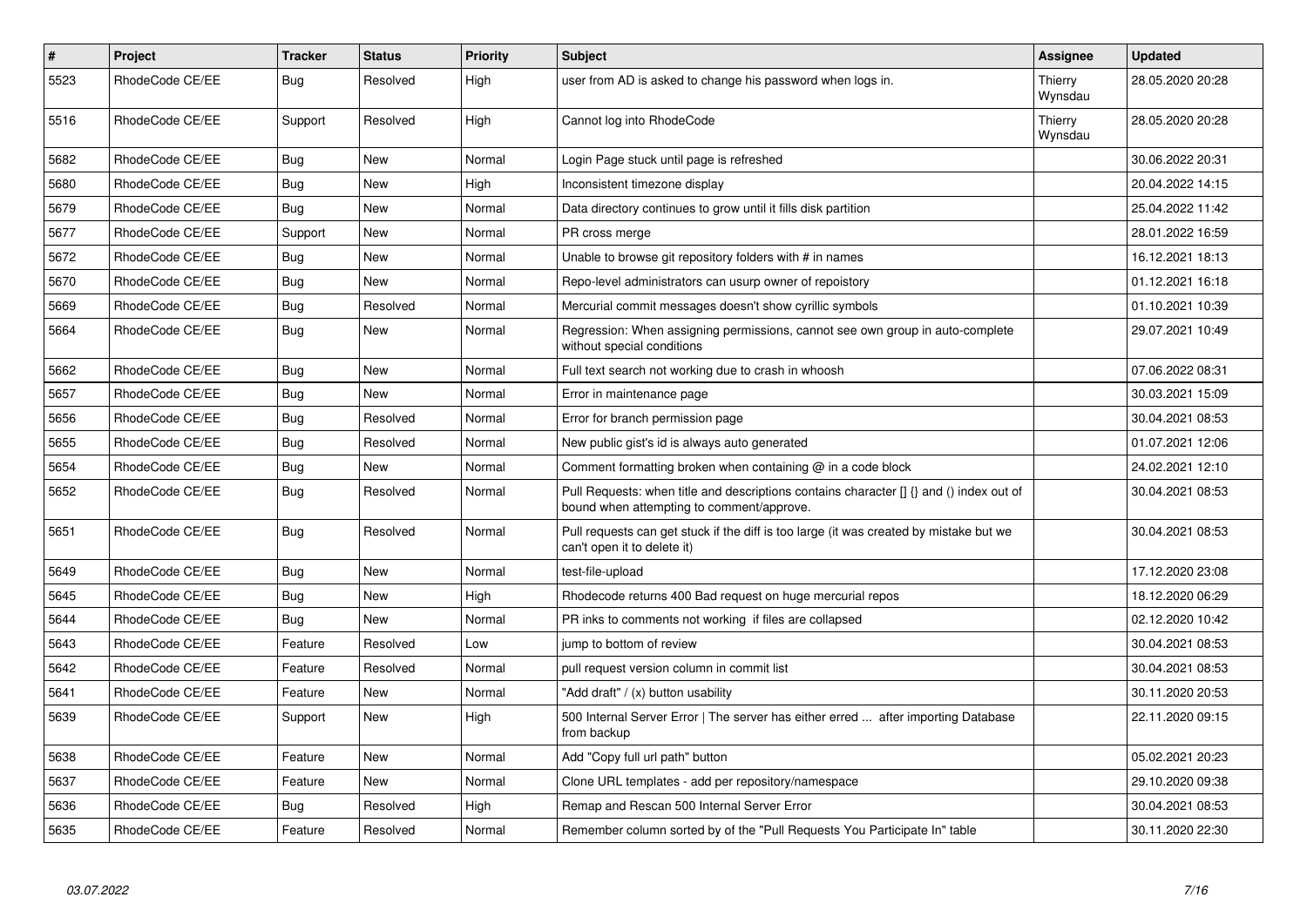| # | Project | Tracker | Status | Priority | Subject | Assignee | Updated |
|---|---|---|---|---|---|---|---|
| 5523 | RhodeCode CE/EE | Bug | Resolved | High | user from AD is asked to change his password when logs in. | Thierry Wynsdau | 28.05.2020 20:28 |
| 5516 | RhodeCode CE/EE | Support | Resolved | High | Cannot log into RhodeCode | Thierry Wynsdau | 28.05.2020 20:28 |
| 5682 | RhodeCode CE/EE | Bug | New | Normal | Login Page stuck until page is refreshed | | 30.06.2022 20:31 |
| 5680 | RhodeCode CE/EE | Bug | New | High | Inconsistent timezone display | | 20.04.2022 14:15 |
| 5679 | RhodeCode CE/EE | Bug | New | Normal | Data directory continues to grow until it fills disk partition | | 25.04.2022 11:42 |
| 5677 | RhodeCode CE/EE | Support | New | Normal | PR cross merge | | 28.01.2022 16:59 |
| 5672 | RhodeCode CE/EE | Bug | New | Normal | Unable to browse git repository folders with # in names | | 16.12.2021 18:13 |
| 5670 | RhodeCode CE/EE | Bug | New | Normal | Repo-level administrators can usurp owner of repoistory | | 01.12.2021 16:18 |
| 5669 | RhodeCode CE/EE | Bug | Resolved | Normal | Mercurial commit messages doesn't show cyrillic symbols | | 01.10.2021 10:39 |
| 5664 | RhodeCode CE/EE | Bug | New | Normal | Regression: When assigning permissions, cannot see own group in auto-complete without special conditions | | 29.07.2021 10:49 |
| 5662 | RhodeCode CE/EE | Bug | New | Normal | Full text search not working due to crash in whoosh | | 07.06.2022 08:31 |
| 5657 | RhodeCode CE/EE | Bug | New | Normal | Error in maintenance page | | 30.03.2021 15:09 |
| 5656 | RhodeCode CE/EE | Bug | Resolved | Normal | Error for branch permission page | | 30.04.2021 08:53 |
| 5655 | RhodeCode CE/EE | Bug | Resolved | Normal | New public gist's id is always auto generated | | 01.07.2021 12:06 |
| 5654 | RhodeCode CE/EE | Bug | New | Normal | Comment formatting broken when containing @ in a code block | | 24.02.2021 12:10 |
| 5652 | RhodeCode CE/EE | Bug | Resolved | Normal | Pull Requests: when title and descriptions contains character [] {} and () index out of bound when attempting to comment/approve. | | 30.04.2021 08:53 |
| 5651 | RhodeCode CE/EE | Bug | Resolved | Normal | Pull requests can get stuck if the diff is too large (it was created by mistake but we can't open it to delete it) | | 30.04.2021 08:53 |
| 5649 | RhodeCode CE/EE | Bug | New | Normal | test-file-upload | | 17.12.2020 23:08 |
| 5645 | RhodeCode CE/EE | Bug | New | High | Rhodecode returns 400 Bad request on huge mercurial repos | | 18.12.2020 06:29 |
| 5644 | RhodeCode CE/EE | Bug | New | Normal | PR inks to comments not working if files are collapsed | | 02.12.2020 10:42 |
| 5643 | RhodeCode CE/EE | Feature | Resolved | Low | jump to bottom of review | | 30.04.2021 08:53 |
| 5642 | RhodeCode CE/EE | Feature | Resolved | Normal | pull request version column in commit list | | 30.04.2021 08:53 |
| 5641 | RhodeCode CE/EE | Feature | New | Normal | "Add draft" / (x) button usability | | 30.11.2020 20:53 |
| 5639 | RhodeCode CE/EE | Support | New | High | 500 Internal Server Error \| The server has either erred ... after importing Database from backup | | 22.11.2020 09:15 |
| 5638 | RhodeCode CE/EE | Feature | New | Normal | Add "Copy full url path" button | | 05.02.2021 20:23 |
| 5637 | RhodeCode CE/EE | Feature | New | Normal | Clone URL templates - add per repository/namespace | | 29.10.2020 09:38 |
| 5636 | RhodeCode CE/EE | Bug | Resolved | High | Remap and Rescan 500 Internal Server Error | | 30.04.2021 08:53 |
| 5635 | RhodeCode CE/EE | Feature | Resolved | Normal | Remember column sorted by of the "Pull Requests You Participate In" table | | 30.11.2020 22:30 |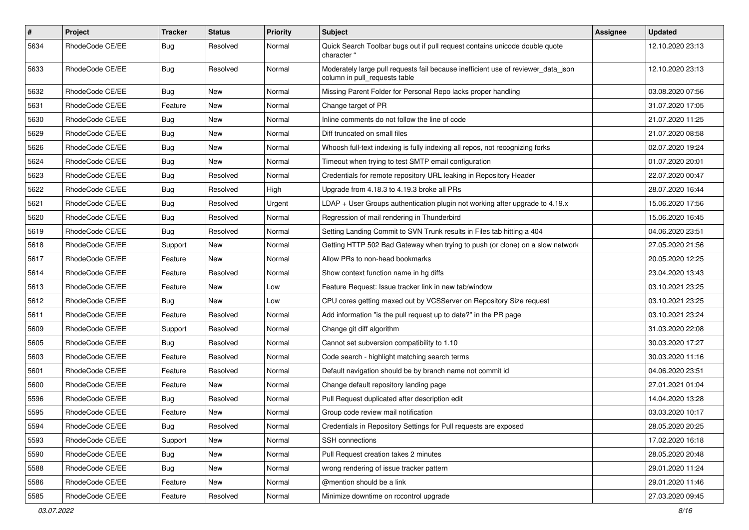| # | Project | Tracker | Status | Priority | Subject | Assignee | Updated |
|---|---|---|---|---|---|---|---|
| 5634 | RhodeCode CE/EE | Bug | Resolved | Normal | Quick Search Toolbar bugs out if pull request contains unicode double quote character " | | 12.10.2020 23:13 |
| 5633 | RhodeCode CE/EE | Bug | Resolved | Normal | Moderately large pull requests fail because inefficient use of reviewer_data_json column in pull_requests table | | 12.10.2020 23:13 |
| 5632 | RhodeCode CE/EE | Bug | New | Normal | Missing Parent Folder for Personal Repo lacks proper handling | | 03.08.2020 07:56 |
| 5631 | RhodeCode CE/EE | Feature | New | Normal | Change target of PR | | 31.07.2020 17:05 |
| 5630 | RhodeCode CE/EE | Bug | New | Normal | Inline comments do not follow the line of code | | 21.07.2020 11:25 |
| 5629 | RhodeCode CE/EE | Bug | New | Normal | Diff truncated on small files | | 21.07.2020 08:58 |
| 5626 | RhodeCode CE/EE | Bug | New | Normal | Whoosh full-text indexing is fully indexing all repos, not recognizing forks | | 02.07.2020 19:24 |
| 5624 | RhodeCode CE/EE | Bug | New | Normal | Timeout when trying to test SMTP email configuration | | 01.07.2020 20:01 |
| 5623 | RhodeCode CE/EE | Bug | Resolved | Normal | Credentials for remote repository URL leaking in Repository Header | | 22.07.2020 00:47 |
| 5622 | RhodeCode CE/EE | Bug | Resolved | High | Upgrade from 4.18.3 to 4.19.3 broke all PRs | | 28.07.2020 16:44 |
| 5621 | RhodeCode CE/EE | Bug | Resolved | Urgent | LDAP + User Groups authentication plugin not working after upgrade to 4.19.x | | 15.06.2020 17:56 |
| 5620 | RhodeCode CE/EE | Bug | Resolved | Normal | Regression of mail rendering in Thunderbird | | 15.06.2020 16:45 |
| 5619 | RhodeCode CE/EE | Bug | Resolved | Normal | Setting Landing Commit to SVN Trunk results in Files tab hitting a 404 | | 04.06.2020 23:51 |
| 5618 | RhodeCode CE/EE | Support | New | Normal | Getting HTTP 502 Bad Gateway when trying to push (or clone) on a slow network | | 27.05.2020 21:56 |
| 5617 | RhodeCode CE/EE | Feature | New | Normal | Allow PRs to non-head bookmarks | | 20.05.2020 12:25 |
| 5614 | RhodeCode CE/EE | Feature | Resolved | Normal | Show context function name in hg diffs | | 23.04.2020 13:43 |
| 5613 | RhodeCode CE/EE | Feature | New | Low | Feature Request: Issue tracker link in new tab/window | | 03.10.2021 23:25 |
| 5612 | RhodeCode CE/EE | Bug | New | Low | CPU cores getting maxed out by VCSServer on Repository Size request | | 03.10.2021 23:25 |
| 5611 | RhodeCode CE/EE | Feature | Resolved | Normal | Add information "is the pull request up to date?" in the PR page | | 03.10.2021 23:24 |
| 5609 | RhodeCode CE/EE | Support | Resolved | Normal | Change git diff algorithm | | 31.03.2020 22:08 |
| 5605 | RhodeCode CE/EE | Bug | Resolved | Normal | Cannot set subversion compatibility to 1.10 | | 30.03.2020 17:27 |
| 5603 | RhodeCode CE/EE | Feature | Resolved | Normal | Code search - highlight matching search terms | | 30.03.2020 11:16 |
| 5601 | RhodeCode CE/EE | Feature | Resolved | Normal | Default navigation should be by branch name not commit id | | 04.06.2020 23:51 |
| 5600 | RhodeCode CE/EE | Feature | New | Normal | Change default repository landing page | | 27.01.2021 01:04 |
| 5596 | RhodeCode CE/EE | Bug | Resolved | Normal | Pull Request duplicated after description edit | | 14.04.2020 13:28 |
| 5595 | RhodeCode CE/EE | Feature | New | Normal | Group code review mail notification | | 03.03.2020 10:17 |
| 5594 | RhodeCode CE/EE | Bug | Resolved | Normal | Credentials in Repository Settings for Pull requests are exposed | | 28.05.2020 20:25 |
| 5593 | RhodeCode CE/EE | Support | New | Normal | SSH connections | | 17.02.2020 16:18 |
| 5590 | RhodeCode CE/EE | Bug | New | Normal | Pull Request creation takes 2 minutes | | 28.05.2020 20:48 |
| 5588 | RhodeCode CE/EE | Bug | New | Normal | wrong rendering of issue tracker pattern | | 29.01.2020 11:24 |
| 5586 | RhodeCode CE/EE | Feature | New | Normal | @mention should be a link | | 29.01.2020 11:46 |
| 5585 | RhodeCode CE/EE | Feature | Resolved | Normal | Minimize downtime on rccontrol upgrade | | 27.03.2020 09:45 |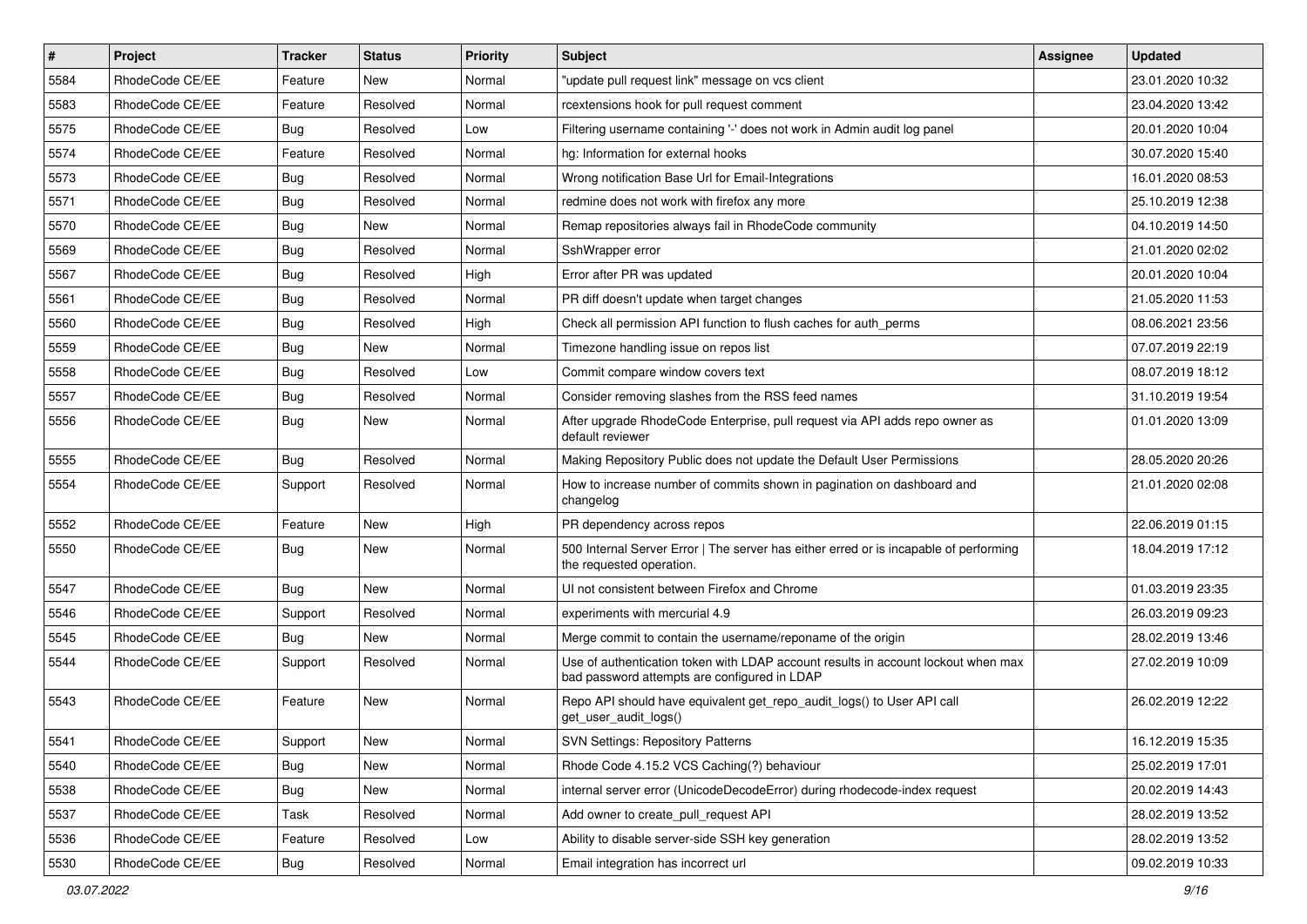| # | Project | Tracker | Status | Priority | Subject | Assignee | Updated |
|---|---|---|---|---|---|---|---|
| 5584 | RhodeCode CE/EE | Feature | New | Normal | "update pull request link" message on vcs client | | 23.01.2020 10:32 |
| 5583 | RhodeCode CE/EE | Feature | Resolved | Normal | rcextensions hook for pull request comment | | 23.04.2020 13:42 |
| 5575 | RhodeCode CE/EE | Bug | Resolved | Low | Filtering username containing '-' does not work in Admin audit log panel | | 20.01.2020 10:04 |
| 5574 | RhodeCode CE/EE | Feature | Resolved | Normal | hg: Information for external hooks | | 30.07.2020 15:40 |
| 5573 | RhodeCode CE/EE | Bug | Resolved | Normal | Wrong notification Base Url for Email-Integrations | | 16.01.2020 08:53 |
| 5571 | RhodeCode CE/EE | Bug | Resolved | Normal | redmine does not work with firefox any more | | 25.10.2019 12:38 |
| 5570 | RhodeCode CE/EE | Bug | New | Normal | Remap repositories always fail in RhodeCode community | | 04.10.2019 14:50 |
| 5569 | RhodeCode CE/EE | Bug | Resolved | Normal | SshWrapper error | | 21.01.2020 02:02 |
| 5567 | RhodeCode CE/EE | Bug | Resolved | High | Error after PR was updated | | 20.01.2020 10:04 |
| 5561 | RhodeCode CE/EE | Bug | Resolved | Normal | PR diff doesn't update when target changes | | 21.05.2020 11:53 |
| 5560 | RhodeCode CE/EE | Bug | Resolved | High | Check all permission API function to flush caches for auth_perms | | 08.06.2021 23:56 |
| 5559 | RhodeCode CE/EE | Bug | New | Normal | Timezone handling issue on repos list | | 07.07.2019 22:19 |
| 5558 | RhodeCode CE/EE | Bug | Resolved | Low | Commit compare window covers text | | 08.07.2019 18:12 |
| 5557 | RhodeCode CE/EE | Bug | Resolved | Normal | Consider removing slashes from the RSS feed names | | 31.10.2019 19:54 |
| 5556 | RhodeCode CE/EE | Bug | New | Normal | After upgrade RhodeCode Enterprise, pull request via API adds repo owner as default reviewer | | 01.01.2020 13:09 |
| 5555 | RhodeCode CE/EE | Bug | Resolved | Normal | Making Repository Public does not update the Default User Permissions | | 28.05.2020 20:26 |
| 5554 | RhodeCode CE/EE | Support | Resolved | Normal | How to increase number of commits shown in pagination on dashboard and changelog | | 21.01.2020 02:08 |
| 5552 | RhodeCode CE/EE | Feature | New | High | PR dependency across repos | | 22.06.2019 01:15 |
| 5550 | RhodeCode CE/EE | Bug | New | Normal | 500 Internal Server Error \| The server has either erred or is incapable of performing the requested operation. | | 18.04.2019 17:12 |
| 5547 | RhodeCode CE/EE | Bug | New | Normal | UI not consistent between Firefox and Chrome | | 01.03.2019 23:35 |
| 5546 | RhodeCode CE/EE | Support | Resolved | Normal | experiments with mercurial 4.9 | | 26.03.2019 09:23 |
| 5545 | RhodeCode CE/EE | Bug | New | Normal | Merge commit to contain the username/reponame of the origin | | 28.02.2019 13:46 |
| 5544 | RhodeCode CE/EE | Support | Resolved | Normal | Use of authentication token with LDAP account results in account lockout when max bad password attempts are configured in LDAP | | 27.02.2019 10:09 |
| 5543 | RhodeCode CE/EE | Feature | New | Normal | Repo API should have equivalent get_repo_audit_logs() to User API call get_user_audit_logs() | | 26.02.2019 12:22 |
| 5541 | RhodeCode CE/EE | Support | New | Normal | SVN Settings: Repository Patterns | | 16.12.2019 15:35 |
| 5540 | RhodeCode CE/EE | Bug | New | Normal | Rhode Code 4.15.2 VCS Caching(?) behaviour | | 25.02.2019 17:01 |
| 5538 | RhodeCode CE/EE | Bug | New | Normal | internal server error (UnicodeDecodeError) during rhodecode-index request | | 20.02.2019 14:43 |
| 5537 | RhodeCode CE/EE | Task | Resolved | Normal | Add owner to create_pull_request API | | 28.02.2019 13:52 |
| 5536 | RhodeCode CE/EE | Feature | Resolved | Low | Ability to disable server-side SSH key generation | | 28.02.2019 13:52 |
| 5530 | RhodeCode CE/EE | Bug | Resolved | Normal | Email integration has incorrect url | | 09.02.2019 10:33 |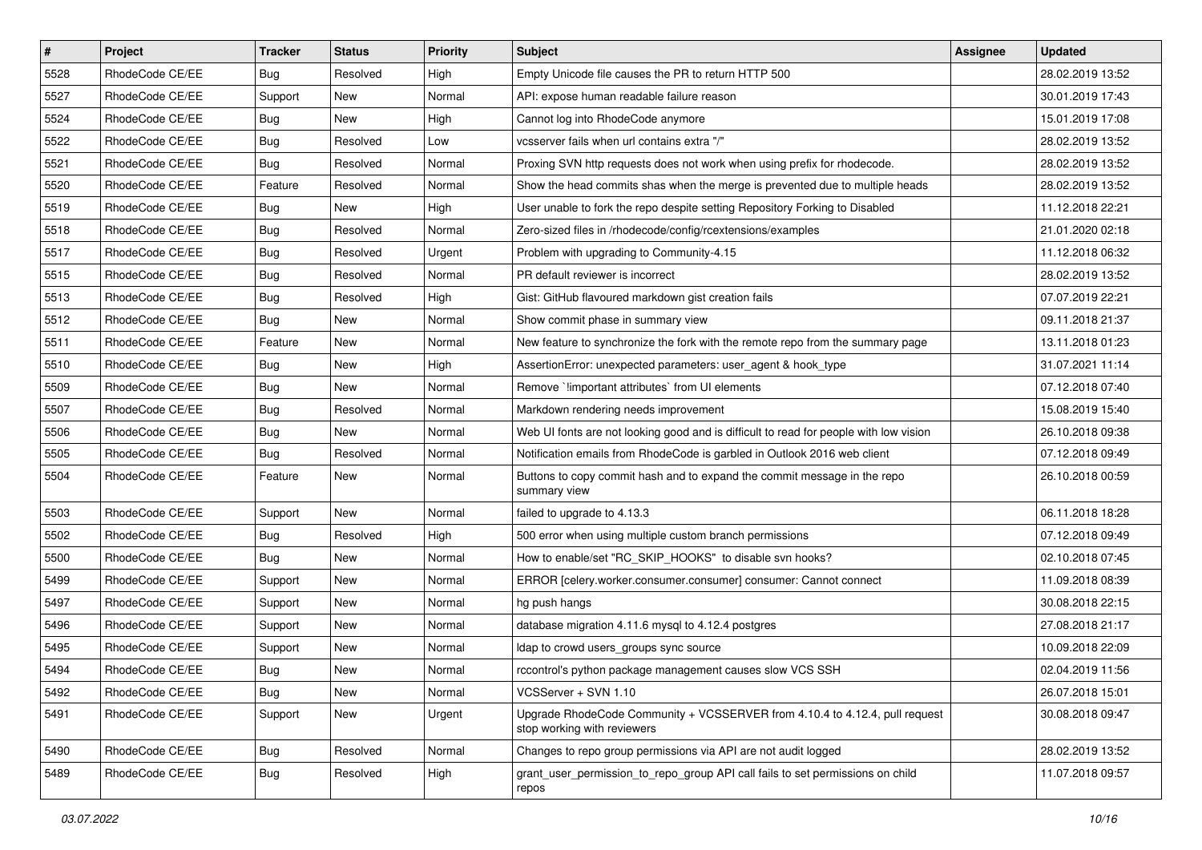| # | Project | Tracker | Status | Priority | Subject | Assignee | Updated |
|---|---|---|---|---|---|---|---|
| 5528 | RhodeCode CE/EE | Bug | Resolved | High | Empty Unicode file causes the PR to return HTTP 500 | | 28.02.2019 13:52 |
| 5527 | RhodeCode CE/EE | Support | New | Normal | API: expose human readable failure reason | | 30.01.2019 17:43 |
| 5524 | RhodeCode CE/EE | Bug | New | High | Cannot log into RhodeCode anymore | | 15.01.2019 17:08 |
| 5522 | RhodeCode CE/EE | Bug | Resolved | Low | vcsserver fails when url contains extra "/" | | 28.02.2019 13:52 |
| 5521 | RhodeCode CE/EE | Bug | Resolved | Normal | Proxing SVN http requests does not work when using prefix for rhodecode. | | 28.02.2019 13:52 |
| 5520 | RhodeCode CE/EE | Feature | Resolved | Normal | Show the head commits shas when the merge is prevented due to multiple heads | | 28.02.2019 13:52 |
| 5519 | RhodeCode CE/EE | Bug | New | High | User unable to fork the repo despite setting Repository Forking to Disabled | | 11.12.2018 22:21 |
| 5518 | RhodeCode CE/EE | Bug | Resolved | Normal | Zero-sized files in /rhodecode/config/rcextensions/examples | | 21.01.2020 02:18 |
| 5517 | RhodeCode CE/EE | Bug | Resolved | Urgent | Problem with upgrading to Community-4.15 | | 11.12.2018 06:32 |
| 5515 | RhodeCode CE/EE | Bug | Resolved | Normal | PR default reviewer is incorrect | | 28.02.2019 13:52 |
| 5513 | RhodeCode CE/EE | Bug | Resolved | High | Gist: GitHub flavoured markdown gist creation fails | | 07.07.2019 22:21 |
| 5512 | RhodeCode CE/EE | Bug | New | Normal | Show commit phase in summary view | | 09.11.2018 21:37 |
| 5511 | RhodeCode CE/EE | Feature | New | Normal | New feature to synchronize the fork with the remote repo from the summary page | | 13.11.2018 01:23 |
| 5510 | RhodeCode CE/EE | Bug | New | High | AssertionError: unexpected parameters: user_agent & hook_type | | 31.07.2021 11:14 |
| 5509 | RhodeCode CE/EE | Bug | New | Normal | Remove `!important attributes` from UI elements | | 07.12.2018 07:40 |
| 5507 | RhodeCode CE/EE | Bug | Resolved | Normal | Markdown rendering needs improvement | | 15.08.2019 15:40 |
| 5506 | RhodeCode CE/EE | Bug | New | Normal | Web UI fonts are not looking good and is difficult to read for people with low vision | | 26.10.2018 09:38 |
| 5505 | RhodeCode CE/EE | Bug | Resolved | Normal | Notification emails from RhodeCode is garbled in Outlook 2016 web client | | 07.12.2018 09:49 |
| 5504 | RhodeCode CE/EE | Feature | New | Normal | Buttons to copy commit hash and to expand the commit message in the repo summary view | | 26.10.2018 00:59 |
| 5503 | RhodeCode CE/EE | Support | New | Normal | failed to upgrade to 4.13.3 | | 06.11.2018 18:28 |
| 5502 | RhodeCode CE/EE | Bug | Resolved | High | 500 error when using multiple custom branch permissions | | 07.12.2018 09:49 |
| 5500 | RhodeCode CE/EE | Bug | New | Normal | How to enable/set "RC_SKIP_HOOKS" to disable svn hooks? | | 02.10.2018 07:45 |
| 5499 | RhodeCode CE/EE | Support | New | Normal | ERROR [celery.worker.consumer.consumer] consumer: Cannot connect | | 11.09.2018 08:39 |
| 5497 | RhodeCode CE/EE | Support | New | Normal | hg push hangs | | 30.08.2018 22:15 |
| 5496 | RhodeCode CE/EE | Support | New | Normal | database migration 4.11.6 mysql to 4.12.4 postgres | | 27.08.2018 21:17 |
| 5495 | RhodeCode CE/EE | Support | New | Normal | ldap to crowd users_groups sync source | | 10.09.2018 22:09 |
| 5494 | RhodeCode CE/EE | Bug | New | Normal | rccontrol's python package management causes slow VCS SSH | | 02.04.2019 11:56 |
| 5492 | RhodeCode CE/EE | Bug | New | Normal | VCSServer + SVN 1.10 | | 26.07.2018 15:01 |
| 5491 | RhodeCode CE/EE | Support | New | Urgent | Upgrade RhodeCode Community + VCSSERVER from 4.10.4 to 4.12.4, pull request stop working with reviewers | | 30.08.2018 09:47 |
| 5490 | RhodeCode CE/EE | Bug | Resolved | Normal | Changes to repo group permissions via API are not audit logged | | 28.02.2019 13:52 |
| 5489 | RhodeCode CE/EE | Bug | Resolved | High | grant_user_permission_to_repo_group API call fails to set permissions on child repos | | 11.07.2018 09:57 |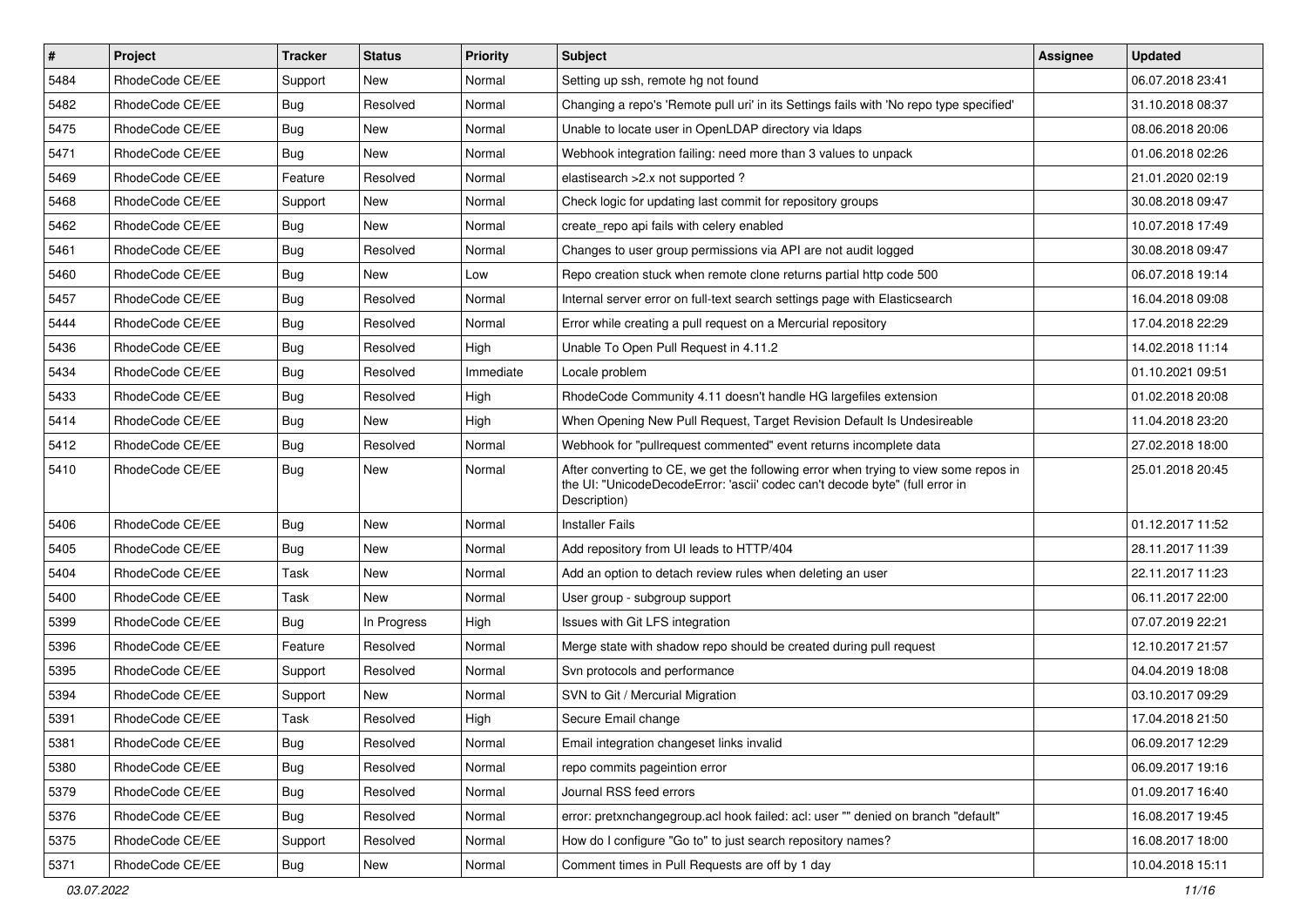| # | Project | Tracker | Status | Priority | Subject | Assignee | Updated |
|---|---|---|---|---|---|---|---|
| 5484 | RhodeCode CE/EE | Support | New | Normal | Setting up ssh, remote hg not found | | 06.07.2018 23:41 |
| 5482 | RhodeCode CE/EE | Bug | Resolved | Normal | Changing a repo's 'Remote pull uri' in its Settings fails with 'No repo type specified' | | 31.10.2018 08:37 |
| 5475 | RhodeCode CE/EE | Bug | New | Normal | Unable to locate user in OpenLDAP directory via ldaps | | 08.06.2018 20:06 |
| 5471 | RhodeCode CE/EE | Bug | New | Normal | Webhook integration failing: need more than 3 values to unpack | | 01.06.2018 02:26 |
| 5469 | RhodeCode CE/EE | Feature | Resolved | Normal | elastisearch >2.x not supported ? | | 21.01.2020 02:19 |
| 5468 | RhodeCode CE/EE | Support | New | Normal | Check logic for updating last commit for repository groups | | 30.08.2018 09:47 |
| 5462 | RhodeCode CE/EE | Bug | New | Normal | create_repo api fails with celery enabled | | 10.07.2018 17:49 |
| 5461 | RhodeCode CE/EE | Bug | Resolved | Normal | Changes to user group permissions via API are not audit logged | | 30.08.2018 09:47 |
| 5460 | RhodeCode CE/EE | Bug | New | Low | Repo creation stuck when remote clone returns partial http code 500 | | 06.07.2018 19:14 |
| 5457 | RhodeCode CE/EE | Bug | Resolved | Normal | Internal server error on full-text search settings page with Elasticsearch | | 16.04.2018 09:08 |
| 5444 | RhodeCode CE/EE | Bug | Resolved | Normal | Error while creating a pull request on a Mercurial repository | | 17.04.2018 22:29 |
| 5436 | RhodeCode CE/EE | Bug | Resolved | High | Unable To Open Pull Request in 4.11.2 | | 14.02.2018 11:14 |
| 5434 | RhodeCode CE/EE | Bug | Resolved | Immediate | Locale problem | | 01.10.2021 09:51 |
| 5433 | RhodeCode CE/EE | Bug | Resolved | High | RhodeCode Community 4.11 doesn't handle HG largefiles extension | | 01.02.2018 20:08 |
| 5414 | RhodeCode CE/EE | Bug | New | High | When Opening New Pull Request, Target Revision Default Is Undesireable | | 11.04.2018 23:20 |
| 5412 | RhodeCode CE/EE | Bug | Resolved | Normal | Webhook for "pullrequest commented" event returns incomplete data | | 27.02.2018 18:00 |
| 5410 | RhodeCode CE/EE | Bug | New | Normal | After converting to CE, we get the following error when trying to view some repos in the UI: "UnicodeDecodeError: 'ascii' codec can't decode byte" (full error in Description) | | 25.01.2018 20:45 |
| 5406 | RhodeCode CE/EE | Bug | New | Normal | Installer Fails | | 01.12.2017 11:52 |
| 5405 | RhodeCode CE/EE | Bug | New | Normal | Add repository from UI leads to HTTP/404 | | 28.11.2017 11:39 |
| 5404 | RhodeCode CE/EE | Task | New | Normal | Add an option to detach review rules when deleting an user | | 22.11.2017 11:23 |
| 5400 | RhodeCode CE/EE | Task | New | Normal | User group - subgroup support | | 06.11.2017 22:00 |
| 5399 | RhodeCode CE/EE | Bug | In Progress | High | Issues with Git LFS integration | | 07.07.2019 22:21 |
| 5396 | RhodeCode CE/EE | Feature | Resolved | Normal | Merge state with shadow repo should be created during pull request | | 12.10.2017 21:57 |
| 5395 | RhodeCode CE/EE | Support | Resolved | Normal | Svn protocols and performance | | 04.04.2019 18:08 |
| 5394 | RhodeCode CE/EE | Support | New | Normal | SVN to Git / Mercurial Migration | | 03.10.2017 09:29 |
| 5391 | RhodeCode CE/EE | Task | Resolved | High | Secure Email change | | 17.04.2018 21:50 |
| 5381 | RhodeCode CE/EE | Bug | Resolved | Normal | Email integration changeset links invalid | | 06.09.2017 12:29 |
| 5380 | RhodeCode CE/EE | Bug | Resolved | Normal | repo commits pageintion error | | 06.09.2017 19:16 |
| 5379 | RhodeCode CE/EE | Bug | Resolved | Normal | Journal RSS feed errors | | 01.09.2017 16:40 |
| 5376 | RhodeCode CE/EE | Bug | Resolved | Normal | error: pretxnchangegroup.acl hook failed: acl: user "" denied on branch "default" | | 16.08.2017 19:45 |
| 5375 | RhodeCode CE/EE | Support | Resolved | Normal | How do I configure "Go to" to just search repository names? | | 16.08.2017 18:00 |
| 5371 | RhodeCode CE/EE | Bug | New | Normal | Comment times in Pull Requests are off by 1 day | | 10.04.2018 15:11 |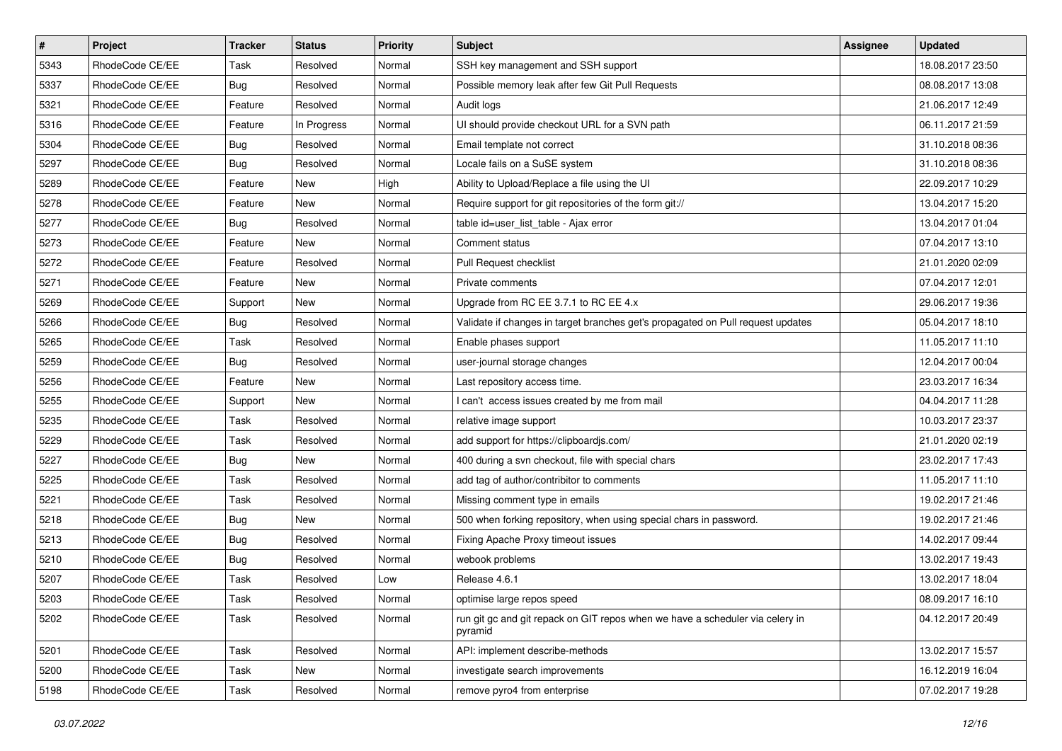| # | Project | Tracker | Status | Priority | Subject | Assignee | Updated |
|---|---|---|---|---|---|---|---|
| 5343 | RhodeCode CE/EE | Task | Resolved | Normal | SSH key management and SSH support | | 18.08.2017 23:50 |
| 5337 | RhodeCode CE/EE | Bug | Resolved | Normal | Possible memory leak after few Git Pull Requests | | 08.08.2017 13:08 |
| 5321 | RhodeCode CE/EE | Feature | Resolved | Normal | Audit logs | | 21.06.2017 12:49 |
| 5316 | RhodeCode CE/EE | Feature | In Progress | Normal | UI should provide checkout URL for a SVN path | | 06.11.2017 21:59 |
| 5304 | RhodeCode CE/EE | Bug | Resolved | Normal | Email template not correct | | 31.10.2018 08:36 |
| 5297 | RhodeCode CE/EE | Bug | Resolved | Normal | Locale fails on a SuSE system | | 31.10.2018 08:36 |
| 5289 | RhodeCode CE/EE | Feature | New | High | Ability to Upload/Replace a file using the UI | | 22.09.2017 10:29 |
| 5278 | RhodeCode CE/EE | Feature | New | Normal | Require support for git repositories of the form git:// | | 13.04.2017 15:20 |
| 5277 | RhodeCode CE/EE | Bug | Resolved | Normal | table id=user_list_table - Ajax error | | 13.04.2017 01:04 |
| 5273 | RhodeCode CE/EE | Feature | New | Normal | Comment status | | 07.04.2017 13:10 |
| 5272 | RhodeCode CE/EE | Feature | Resolved | Normal | Pull Request checklist | | 21.01.2020 02:09 |
| 5271 | RhodeCode CE/EE | Feature | New | Normal | Private comments | | 07.04.2017 12:01 |
| 5269 | RhodeCode CE/EE | Support | New | Normal | Upgrade from RC EE 3.7.1 to RC EE 4.x | | 29.06.2017 19:36 |
| 5266 | RhodeCode CE/EE | Bug | Resolved | Normal | Validate if changes in target branches get's propagated on Pull request updates | | 05.04.2017 18:10 |
| 5265 | RhodeCode CE/EE | Task | Resolved | Normal | Enable phases support | | 11.05.2017 11:10 |
| 5259 | RhodeCode CE/EE | Bug | Resolved | Normal | user-journal storage changes | | 12.04.2017 00:04 |
| 5256 | RhodeCode CE/EE | Feature | New | Normal | Last repository access time. | | 23.03.2017 16:34 |
| 5255 | RhodeCode CE/EE | Support | New | Normal | I can't access issues created by me from mail | | 04.04.2017 11:28 |
| 5235 | RhodeCode CE/EE | Task | Resolved | Normal | relative image support | | 10.03.2017 23:37 |
| 5229 | RhodeCode CE/EE | Task | Resolved | Normal | add support for https://clipboardjs.com/ | | 21.01.2020 02:19 |
| 5227 | RhodeCode CE/EE | Bug | New | Normal | 400 during a svn checkout, file with special chars | | 23.02.2017 17:43 |
| 5225 | RhodeCode CE/EE | Task | Resolved | Normal | add tag of author/contribitor to comments | | 11.05.2017 11:10 |
| 5221 | RhodeCode CE/EE | Task | Resolved | Normal | Missing comment type in emails | | 19.02.2017 21:46 |
| 5218 | RhodeCode CE/EE | Bug | New | Normal | 500 when forking repository, when using special chars in password. | | 19.02.2017 21:46 |
| 5213 | RhodeCode CE/EE | Bug | Resolved | Normal | Fixing Apache Proxy timeout issues | | 14.02.2017 09:44 |
| 5210 | RhodeCode CE/EE | Bug | Resolved | Normal | webook problems | | 13.02.2017 19:43 |
| 5207 | RhodeCode CE/EE | Task | Resolved | Low | Release 4.6.1 | | 13.02.2017 18:04 |
| 5203 | RhodeCode CE/EE | Task | Resolved | Normal | optimise large repos speed | | 08.09.2017 16:10 |
| 5202 | RhodeCode CE/EE | Task | Resolved | Normal | run git gc and git repack on GIT repos when we have a scheduler via celery in pyramid | | 04.12.2017 20:49 |
| 5201 | RhodeCode CE/EE | Task | Resolved | Normal | API: implement describe-methods | | 13.02.2017 15:57 |
| 5200 | RhodeCode CE/EE | Task | New | Normal | investigate search improvements | | 16.12.2019 16:04 |
| 5198 | RhodeCode CE/EE | Task | Resolved | Normal | remove pyro4 from enterprise | | 07.02.2017 19:28 |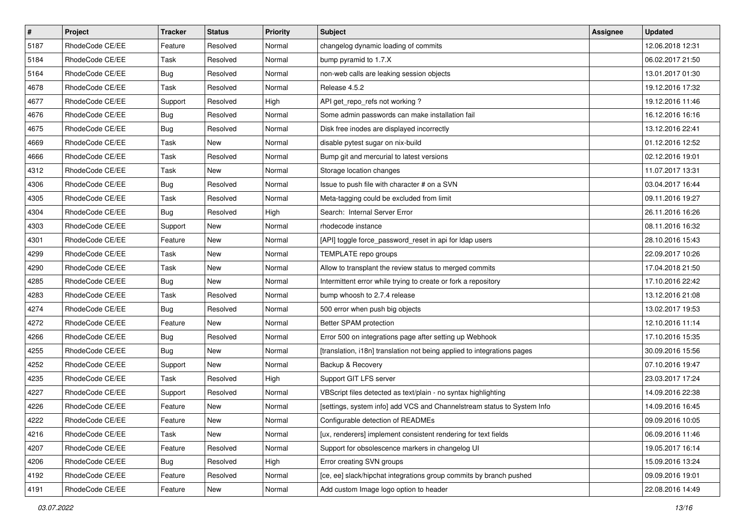| # | Project | Tracker | Status | Priority | Subject | Assignee | Updated |
|---|---|---|---|---|---|---|---|
| 5187 | RhodeCode CE/EE | Feature | Resolved | Normal | changelog dynamic loading of commits | | 12.06.2018 12:31 |
| 5184 | RhodeCode CE/EE | Task | Resolved | Normal | bump pyramid to 1.7.X | | 06.02.2017 21:50 |
| 5164 | RhodeCode CE/EE | Bug | Resolved | Normal | non-web calls are leaking session objects | | 13.01.2017 01:30 |
| 4678 | RhodeCode CE/EE | Task | Resolved | Normal | Release 4.5.2 | | 19.12.2016 17:32 |
| 4677 | RhodeCode CE/EE | Support | Resolved | High | API get_repo_refs not working ? | | 19.12.2016 11:46 |
| 4676 | RhodeCode CE/EE | Bug | Resolved | Normal | Some admin passwords can make installation fail | | 16.12.2016 16:16 |
| 4675 | RhodeCode CE/EE | Bug | Resolved | Normal | Disk free inodes are displayed incorrectly | | 13.12.2016 22:41 |
| 4669 | RhodeCode CE/EE | Task | New | Normal | disable pytest sugar on nix-build | | 01.12.2016 12:52 |
| 4666 | RhodeCode CE/EE | Task | Resolved | Normal | Bump git and mercurial to latest versions | | 02.12.2016 19:01 |
| 4312 | RhodeCode CE/EE | Task | New | Normal | Storage location changes | | 11.07.2017 13:31 |
| 4306 | RhodeCode CE/EE | Bug | Resolved | Normal | Issue to push file with character # on a SVN | | 03.04.2017 16:44 |
| 4305 | RhodeCode CE/EE | Task | Resolved | Normal | Meta-tagging could be excluded from limit | | 09.11.2016 19:27 |
| 4304 | RhodeCode CE/EE | Bug | Resolved | High | Search: Internal Server Error | | 26.11.2016 16:26 |
| 4303 | RhodeCode CE/EE | Support | New | Normal | rhodecode instance | | 08.11.2016 16:32 |
| 4301 | RhodeCode CE/EE | Feature | New | Normal | [API] toggle force_password_reset in api for ldap users | | 28.10.2016 15:43 |
| 4299 | RhodeCode CE/EE | Task | New | Normal | TEMPLATE repo groups | | 22.09.2017 10:26 |
| 4290 | RhodeCode CE/EE | Task | New | Normal | Allow to transplant the review status to merged commits | | 17.04.2018 21:50 |
| 4285 | RhodeCode CE/EE | Bug | New | Normal | Intermittent error while trying to create or fork a repository | | 17.10.2016 22:42 |
| 4283 | RhodeCode CE/EE | Task | Resolved | Normal | bump whoosh to 2.7.4 release | | 13.12.2016 21:08 |
| 4274 | RhodeCode CE/EE | Bug | Resolved | Normal | 500 error when push big objects | | 13.02.2017 19:53 |
| 4272 | RhodeCode CE/EE | Feature | New | Normal | Better SPAM protection | | 12.10.2016 11:14 |
| 4266 | RhodeCode CE/EE | Bug | Resolved | Normal | Error 500 on integrations page after setting up Webhook | | 17.10.2016 15:35 |
| 4255 | RhodeCode CE/EE | Bug | New | Normal | [translation, i18n] translation not being applied to integrations pages | | 30.09.2016 15:56 |
| 4252 | RhodeCode CE/EE | Support | New | Normal | Backup & Recovery | | 07.10.2016 19:47 |
| 4235 | RhodeCode CE/EE | Task | Resolved | High | Support GIT LFS server | | 23.03.2017 17:24 |
| 4227 | RhodeCode CE/EE | Support | Resolved | Normal | VBScript files detected as text/plain - no syntax highlighting | | 14.09.2016 22:38 |
| 4226 | RhodeCode CE/EE | Feature | New | Normal | [settings, system info] add VCS and Channelstream status to System Info | | 14.09.2016 16:45 |
| 4222 | RhodeCode CE/EE | Feature | New | Normal | Configurable detection of READMEs | | 09.09.2016 10:05 |
| 4216 | RhodeCode CE/EE | Task | New | Normal | [ux, renderers] implement consistent rendering for text fields | | 06.09.2016 11:46 |
| 4207 | RhodeCode CE/EE | Feature | Resolved | Normal | Support for obsolescence markers in changelog UI | | 19.05.2017 16:14 |
| 4206 | RhodeCode CE/EE | Bug | Resolved | High | Error creating SVN groups | | 15.09.2016 13:24 |
| 4192 | RhodeCode CE/EE | Feature | Resolved | Normal | [ce, ee] slack/hipchat integrations group commits by branch pushed | | 09.09.2016 19:01 |
| 4191 | RhodeCode CE/EE | Feature | New | Normal | Add custom Image logo option to header | | 22.08.2016 14:49 |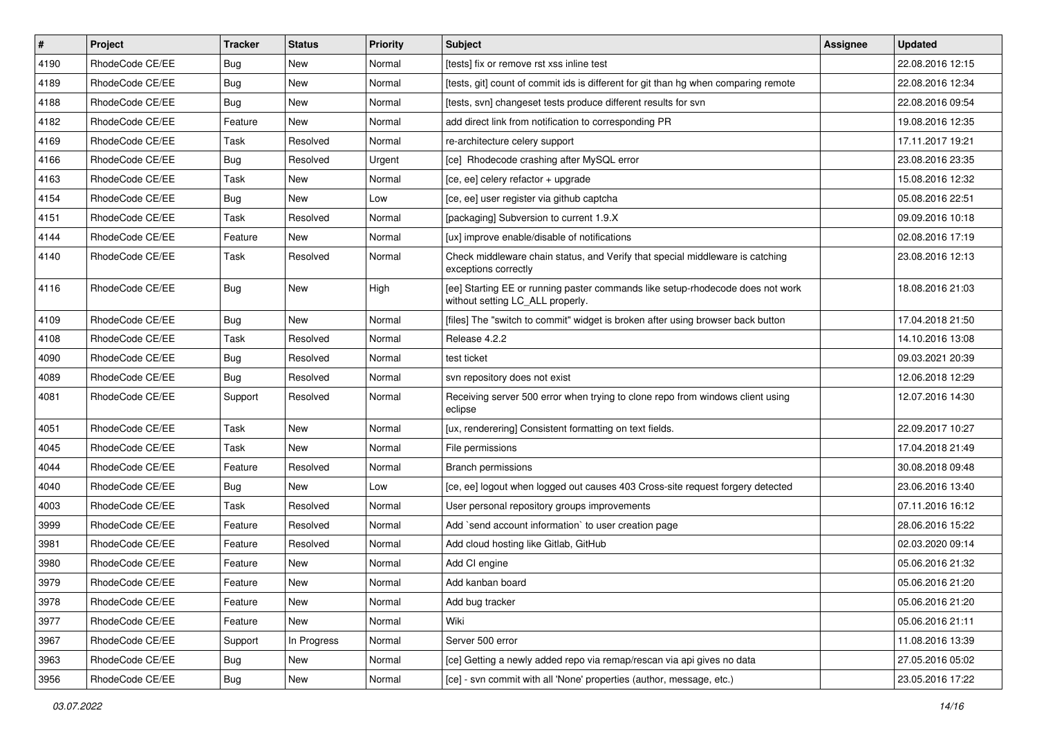| # | Project | Tracker | Status | Priority | Subject | Assignee | Updated |
|---|---|---|---|---|---|---|---|
| 4190 | RhodeCode CE/EE | Bug | New | Normal | [tests] fix or remove rst xss inline test | | 22.08.2016 12:15 |
| 4189 | RhodeCode CE/EE | Bug | New | Normal | [tests, git] count of commit ids is different for git than hg when comparing remote | | 22.08.2016 12:34 |
| 4188 | RhodeCode CE/EE | Bug | New | Normal | [tests, svn] changeset tests produce different results for svn | | 22.08.2016 09:54 |
| 4182 | RhodeCode CE/EE | Feature | New | Normal | add direct link from notification to corresponding PR | | 19.08.2016 12:35 |
| 4169 | RhodeCode CE/EE | Task | Resolved | Normal | re-architecture celery support | | 17.11.2017 19:21 |
| 4166 | RhodeCode CE/EE | Bug | Resolved | Urgent | [ce] Rhodecode crashing after MySQL error | | 23.08.2016 23:35 |
| 4163 | RhodeCode CE/EE | Task | New | Normal | [ce, ee] celery refactor + upgrade | | 15.08.2016 12:32 |
| 4154 | RhodeCode CE/EE | Bug | New | Low | [ce, ee] user register via github captcha | | 05.08.2016 22:51 |
| 4151 | RhodeCode CE/EE | Task | Resolved | Normal | [packaging] Subversion to current 1.9.X | | 09.09.2016 10:18 |
| 4144 | RhodeCode CE/EE | Feature | New | Normal | [ux] improve enable/disable of notifications | | 02.08.2016 17:19 |
| 4140 | RhodeCode CE/EE | Task | Resolved | Normal | Check middleware chain status, and Verify that special middleware is catching exceptions correctly | | 23.08.2016 12:13 |
| 4116 | RhodeCode CE/EE | Bug | New | High | [ee] Starting EE or running paster commands like setup-rhodecode does not work without setting LC_ALL properly. | | 18.08.2016 21:03 |
| 4109 | RhodeCode CE/EE | Bug | New | Normal | [files] The "switch to commit" widget is broken after using browser back button | | 17.04.2018 21:50 |
| 4108 | RhodeCode CE/EE | Task | Resolved | Normal | Release 4.2.2 | | 14.10.2016 13:08 |
| 4090 | RhodeCode CE/EE | Bug | Resolved | Normal | test ticket | | 09.03.2021 20:39 |
| 4089 | RhodeCode CE/EE | Bug | Resolved | Normal | svn repository does not exist | | 12.06.2018 12:29 |
| 4081 | RhodeCode CE/EE | Support | Resolved | Normal | Receiving server 500 error when trying to clone repo from windows client using eclipse | | 12.07.2016 14:30 |
| 4051 | RhodeCode CE/EE | Task | New | Normal | [ux, renderering] Consistent formatting on text fields. | | 22.09.2017 10:27 |
| 4045 | RhodeCode CE/EE | Task | New | Normal | File permissions | | 17.04.2018 21:49 |
| 4044 | RhodeCode CE/EE | Feature | Resolved | Normal | Branch permissions | | 30.08.2018 09:48 |
| 4040 | RhodeCode CE/EE | Bug | New | Low | [ce, ee] logout when logged out causes 403 Cross-site request forgery detected | | 23.06.2016 13:40 |
| 4003 | RhodeCode CE/EE | Task | Resolved | Normal | User personal repository groups improvements | | 07.11.2016 16:12 |
| 3999 | RhodeCode CE/EE | Feature | Resolved | Normal | Add `send account information` to user creation page | | 28.06.2016 15:22 |
| 3981 | RhodeCode CE/EE | Feature | Resolved | Normal | Add cloud hosting like Gitlab, GitHub | | 02.03.2020 09:14 |
| 3980 | RhodeCode CE/EE | Feature | New | Normal | Add CI engine | | 05.06.2016 21:32 |
| 3979 | RhodeCode CE/EE | Feature | New | Normal | Add kanban board | | 05.06.2016 21:20 |
| 3978 | RhodeCode CE/EE | Feature | New | Normal | Add bug tracker | | 05.06.2016 21:20 |
| 3977 | RhodeCode CE/EE | Feature | New | Normal | Wiki | | 05.06.2016 21:11 |
| 3967 | RhodeCode CE/EE | Support | In Progress | Normal | Server 500 error | | 11.08.2016 13:39 |
| 3963 | RhodeCode CE/EE | Bug | New | Normal | [ce] Getting a newly added repo via remap/rescan via api gives no data | | 27.05.2016 05:02 |
| 3956 | RhodeCode CE/EE | Bug | New | Normal | [ce] - svn commit with all 'None' properties (author, message, etc.) | | 23.05.2016 17:22 |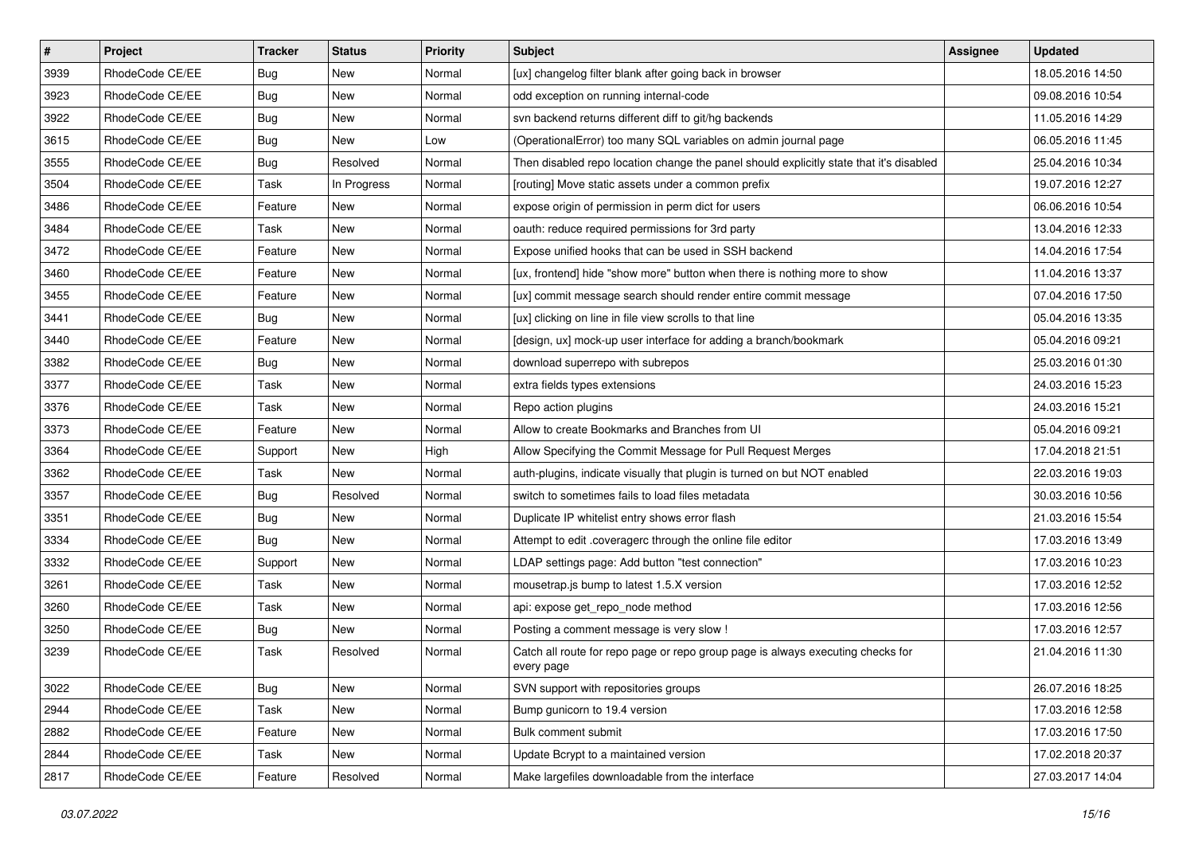| # | Project | Tracker | Status | Priority | Subject | Assignee | Updated |
|---|---|---|---|---|---|---|---|
| 3939 | RhodeCode CE/EE | Bug | New | Normal | [ux] changelog filter blank after going back in browser | | 18.05.2016 14:50 |
| 3923 | RhodeCode CE/EE | Bug | New | Normal | odd exception on running internal-code | | 09.08.2016 10:54 |
| 3922 | RhodeCode CE/EE | Bug | New | Normal | svn backend returns different diff to git/hg backends | | 11.05.2016 14:29 |
| 3615 | RhodeCode CE/EE | Bug | New | Low | (OperationalError) too many SQL variables on admin journal page | | 06.05.2016 11:45 |
| 3555 | RhodeCode CE/EE | Bug | Resolved | Normal | Then disabled repo location change the panel should explicitly state that it's disabled | | 25.04.2016 10:34 |
| 3504 | RhodeCode CE/EE | Task | In Progress | Normal | [routing] Move static assets under a common prefix | | 19.07.2016 12:27 |
| 3486 | RhodeCode CE/EE | Feature | New | Normal | expose origin of permission in perm dict for users | | 06.06.2016 10:54 |
| 3484 | RhodeCode CE/EE | Task | New | Normal | oauth: reduce required permissions for 3rd party | | 13.04.2016 12:33 |
| 3472 | RhodeCode CE/EE | Feature | New | Normal | Expose unified hooks that can be used in SSH backend | | 14.04.2016 17:54 |
| 3460 | RhodeCode CE/EE | Feature | New | Normal | [ux, frontend] hide "show more" button when there is nothing more to show | | 11.04.2016 13:37 |
| 3455 | RhodeCode CE/EE | Feature | New | Normal | [ux] commit message search should render entire commit message | | 07.04.2016 17:50 |
| 3441 | RhodeCode CE/EE | Bug | New | Normal | [ux] clicking on line in file view scrolls to that line | | 05.04.2016 13:35 |
| 3440 | RhodeCode CE/EE | Feature | New | Normal | [design, ux] mock-up user interface for adding a branch/bookmark | | 05.04.2016 09:21 |
| 3382 | RhodeCode CE/EE | Bug | New | Normal | download superrepo with subrepos | | 25.03.2016 01:30 |
| 3377 | RhodeCode CE/EE | Task | New | Normal | extra fields types extensions | | 24.03.2016 15:23 |
| 3376 | RhodeCode CE/EE | Task | New | Normal | Repo action plugins | | 24.03.2016 15:21 |
| 3373 | RhodeCode CE/EE | Feature | New | Normal | Allow to create Bookmarks and Branches from UI | | 05.04.2016 09:21 |
| 3364 | RhodeCode CE/EE | Support | New | High | Allow Specifying the Commit Message for Pull Request Merges | | 17.04.2018 21:51 |
| 3362 | RhodeCode CE/EE | Task | New | Normal | auth-plugins, indicate visually that plugin is turned on but NOT enabled | | 22.03.2016 19:03 |
| 3357 | RhodeCode CE/EE | Bug | Resolved | Normal | switch to sometimes fails to load files metadata | | 30.03.2016 10:56 |
| 3351 | RhodeCode CE/EE | Bug | New | Normal | Duplicate IP whitelist entry shows error flash | | 21.03.2016 15:54 |
| 3334 | RhodeCode CE/EE | Bug | New | Normal | Attempt to edit .coveragerc through the online file editor | | 17.03.2016 13:49 |
| 3332 | RhodeCode CE/EE | Support | New | Normal | LDAP settings page: Add button "test connection" | | 17.03.2016 10:23 |
| 3261 | RhodeCode CE/EE | Task | New | Normal | mousetrap.js bump to latest 1.5.X version | | 17.03.2016 12:52 |
| 3260 | RhodeCode CE/EE | Task | New | Normal | api: expose get_repo_node method | | 17.03.2016 12:56 |
| 3250 | RhodeCode CE/EE | Bug | New | Normal | Posting a comment message is very slow ! | | 17.03.2016 12:57 |
| 3239 | RhodeCode CE/EE | Task | Resolved | Normal | Catch all route for repo page or repo group page is always executing checks for every page | | 21.04.2016 11:30 |
| 3022 | RhodeCode CE/EE | Bug | New | Normal | SVN support with repositories groups | | 26.07.2016 18:25 |
| 2944 | RhodeCode CE/EE | Task | New | Normal | Bump gunicorn to 19.4 version | | 17.03.2016 12:58 |
| 2882 | RhodeCode CE/EE | Feature | New | Normal | Bulk comment submit | | 17.03.2016 17:50 |
| 2844 | RhodeCode CE/EE | Task | New | Normal | Update Bcrypt to a maintained version | | 17.02.2018 20:37 |
| 2817 | RhodeCode CE/EE | Feature | Resolved | Normal | Make largefiles downloadable from the interface | | 27.03.2017 14:04 |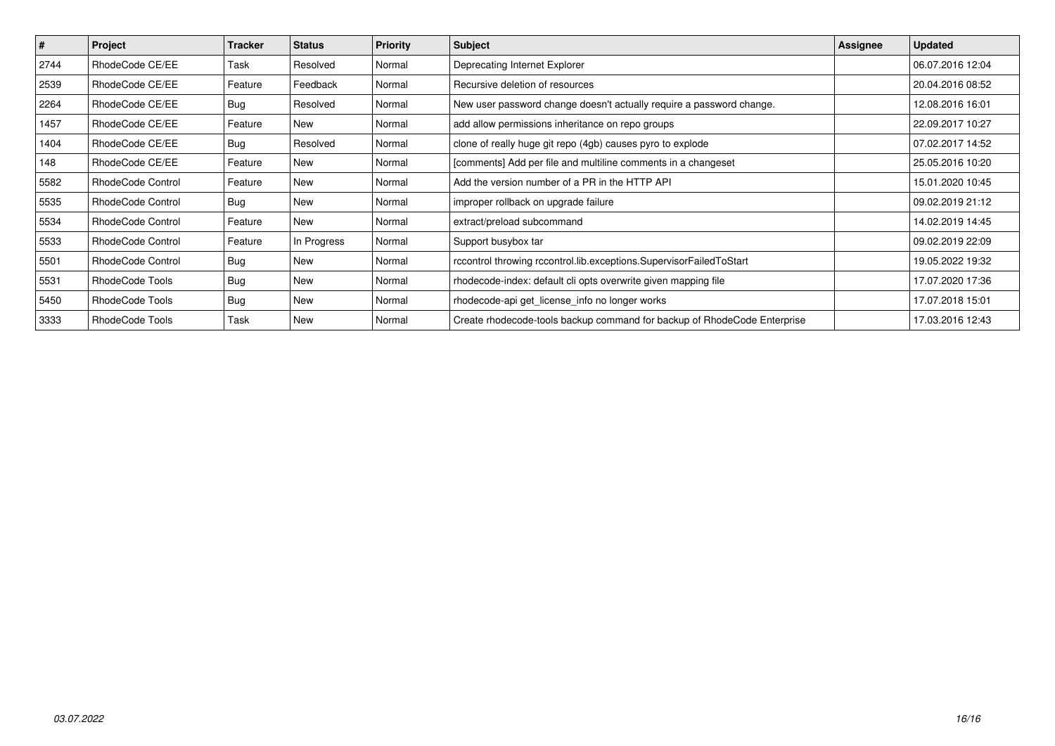| # | Project | Tracker | Status | Priority | Subject | Assignee | Updated |
|---|---|---|---|---|---|---|---|
| 2744 | RhodeCode CE/EE | Task | Resolved | Normal | Deprecating Internet Explorer | | 06.07.2016 12:04 |
| 2539 | RhodeCode CE/EE | Feature | Feedback | Normal | Recursive deletion of resources | | 20.04.2016 08:52 |
| 2264 | RhodeCode CE/EE | Bug | Resolved | Normal | New user password change doesn't actually require a password change. | | 12.08.2016 16:01 |
| 1457 | RhodeCode CE/EE | Feature | New | Normal | add allow permissions inheritance on repo groups | | 22.09.2017 10:27 |
| 1404 | RhodeCode CE/EE | Bug | Resolved | Normal | clone of really huge git repo (4gb) causes pyro to explode | | 07.02.2017 14:52 |
| 148 | RhodeCode CE/EE | Feature | New | Normal | [comments] Add per file and multiline comments in a changeset | | 25.05.2016 10:20 |
| 5582 | RhodeCode Control | Feature | New | Normal | Add the version number of a PR in the HTTP API | | 15.01.2020 10:45 |
| 5535 | RhodeCode Control | Bug | New | Normal | improper rollback on upgrade failure | | 09.02.2019 21:12 |
| 5534 | RhodeCode Control | Feature | New | Normal | extract/preload subcommand | | 14.02.2019 14:45 |
| 5533 | RhodeCode Control | Feature | In Progress | Normal | Support busybox tar | | 09.02.2019 22:09 |
| 5501 | RhodeCode Control | Bug | New | Normal | rccontrol throwing rccontrol.lib.exceptions.SupervisorFailedToStart | | 19.05.2022 19:32 |
| 5531 | RhodeCode Tools | Bug | New | Normal | rhodecode-index: default cli opts overwrite given mapping file | | 17.07.2020 17:36 |
| 5450 | RhodeCode Tools | Bug | New | Normal | rhodecode-api get_license_info no longer works | | 17.07.2018 15:01 |
| 3333 | RhodeCode Tools | Task | New | Normal | Create rhodecode-tools backup command for backup of RhodeCode Enterprise | | 17.03.2016 12:43 |